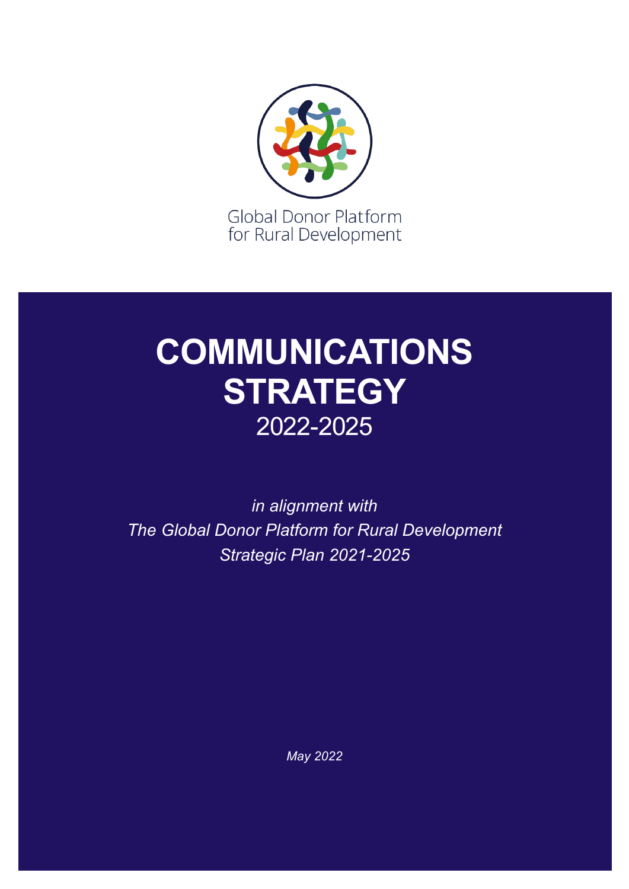Global Donor Platform
for Rural Development

# COMMUNICATIONS STRATEGY
## 2022-2025

*in alignment with*
*The Global Donor Platform for Rural Development*
*Strategic Plan 2021-2025*

*May 2022*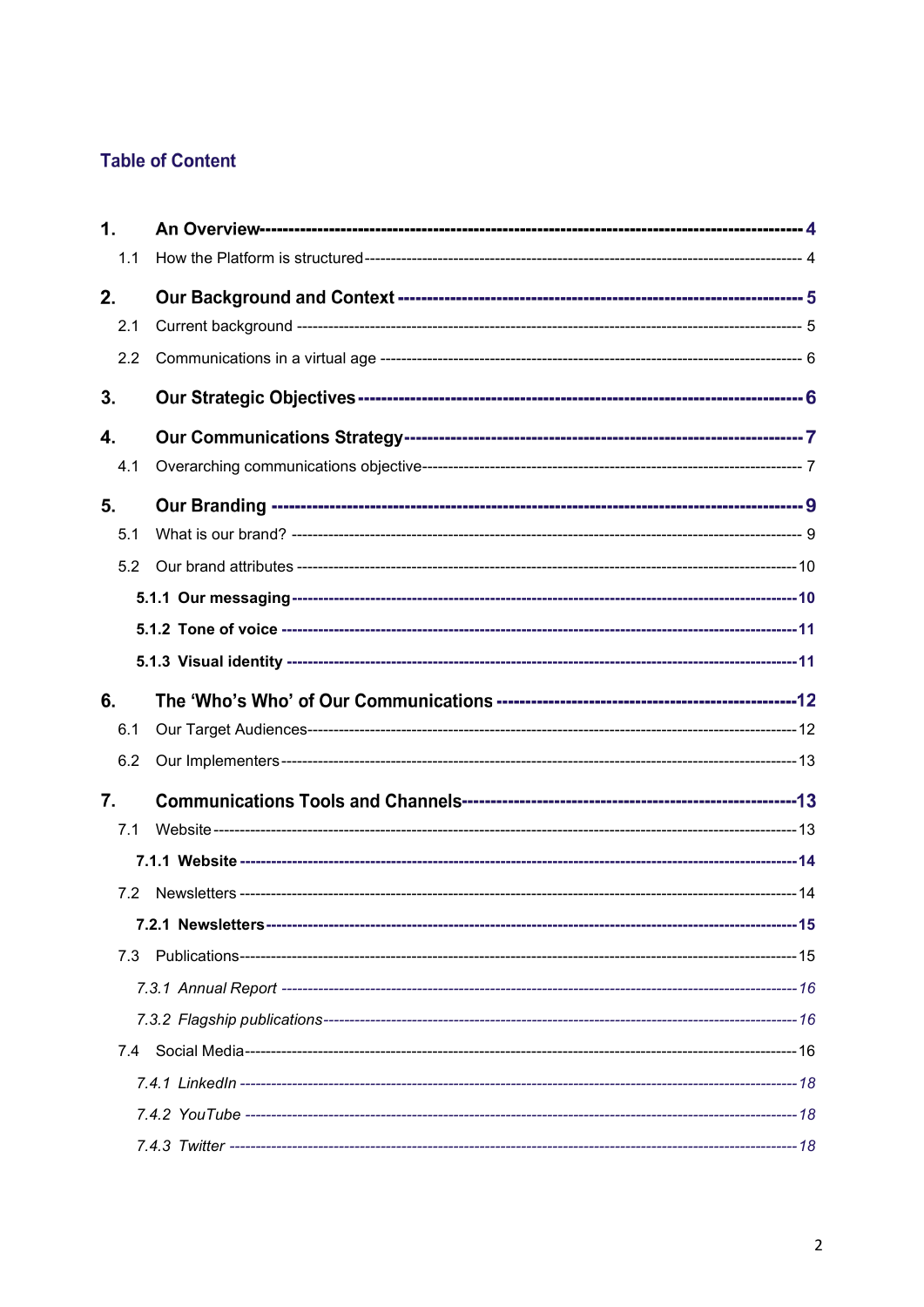## Table of Content

**1. An Overview** ---------- **4**

1.1 How the Platform is structured ---------- 4

**2. Our Background and Context** ---------- **5**

2.1 Current background ---------- 5

2.2 Communications in a virtual age ---------- 6

**3. Our Strategic Objectives** ---------- **6**

**4. Our Communications Strategy** ---------- **7**

4.1 Overarching communications objective ---------- 7

**5. Our Branding** ---------- **9**

5.1 What is our brand? ---------- 9

5.2 Our brand attributes ---------- 10

**5.1.1 Our messaging** ---------- **10**

**5.1.2 Tone of voice** ---------- **11**

**5.1.3 Visual identity** ---------- **11**

**6. The 'Who's Who' of Our Communications** ---------- **12**

6.1 Our Target Audiences ---------- 12

6.2 Our Implementers ---------- 13

**7. Communications Tools and Channels** ---------- **13**

7.1 Website ---------- 13

**7.1.1 Website** ---------- **14**

7.2 Newsletters ---------- 14

**7.2.1 Newsletters** ---------- **15**

7.3 Publications ---------- 15

*7.3.1 Annual Report* ---------- *16*

*7.3.2 Flagship publications* ---------- *16*

7.4 Social Media ---------- 16

*7.4.1 LinkedIn* ---------- *18*

*7.4.2 YouTube* ---------- *18*

*7.4.3 Twitter* ---------- *18*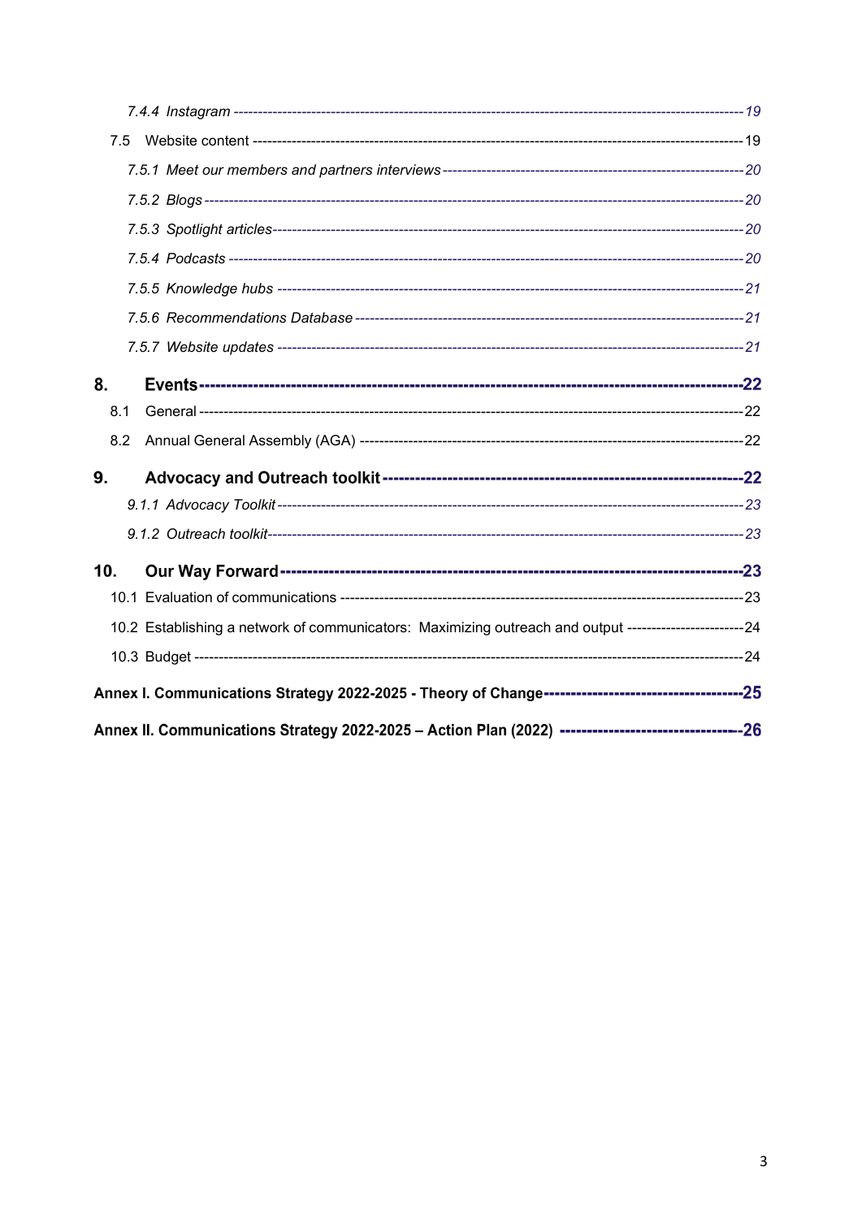*7.4.4 Instagram* ---------------------------------------------------------------------------------------------------- *19*

7.5 Website content ---------------------------------------------------------------------------------------------------- 19

*7.5.1 Meet our members and partners interviews* --------------------------------------------------------------- *20*

*7.5.2 Blogs* ---------------------------------------------------------------------------------------------------- *20*

*7.5.3 Spotlight articles* ---------------------------------------------------------------------------------------------------- *20*

*7.5.4 Podcasts* ---------------------------------------------------------------------------------------------------- *20*

*7.5.5 Knowledge hubs* ---------------------------------------------------------------------------------------------------- *21*

*7.5.6 Recommendations Database* ---------------------------------------------------------------------------------------------------- *21*

*7.5.7 Website updates* ---------------------------------------------------------------------------------------------------- *21*

**8. Events ---------------------------------------------------------------------------------------------------- 22**

8.1 General ---------------------------------------------------------------------------------------------------- 22

8.2 Annual General Assembly (AGA) ---------------------------------------------------------------------------------------------------- 22

**9. Advocacy and Outreach toolkit ---------------------------------------------------------------------------------------------------- 22**

*9.1.1 Advocacy Toolkit* ---------------------------------------------------------------------------------------------------- *23*

*9.1.2 Outreach toolkit* ---------------------------------------------------------------------------------------------------- *23*

**10. Our Way Forward ---------------------------------------------------------------------------------------------------- 23**

10.1 Evaluation of communications ---------------------------------------------------------------------------------------------------- 23

10.2 Establishing a network of communicators: Maximizing outreach and output ------------------------ 24

10.3 Budget ---------------------------------------------------------------------------------------------------- 24

**Annex I. Communications Strategy 2022-2025 - Theory of Change ---------------------------------------- 25**

**Annex II. Communications Strategy 2022-2025 – Action Plan (2022) -------------------------------- 26**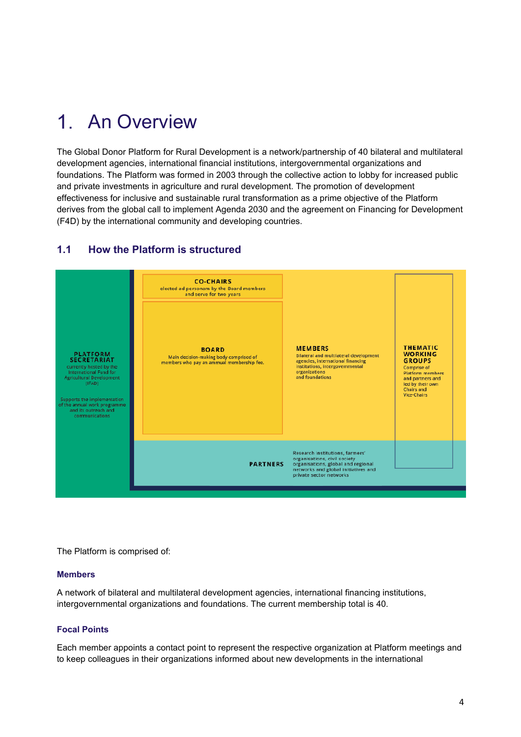# 1. An Overview

The Global Donor Platform for Rural Development is a network/partnership of 40 bilateral and multilateral development agencies, international financial institutions, intergovernmental organizations and foundations. The Platform was formed in 2003 through the collective action to lobby for increased public and private investments in agriculture and rural development. The promotion of development effectiveness for inclusive and sustainable rural transformation as a prime objective of the Platform derives from the global call to implement Agenda 2030 and the agreement on Financing for Development (F4D) by the international community and developing countries.

## 1.1 How the Platform is structured

**PLATFORM SECRETARIAT**
currently hosted by the International Fund for Agricultural Development (IFAD)

Supports the implementation of the annual work programme and its outreach and communications

**CO-CHAIRS**
elected ad personam by the Board members and serve for two years

**BOARD**
Main decision-making body comprised of members who pay an annual membership fee.

**MEMBERS**
Bilateral and multilateral development agencies, international financing institutions, intergovernmental organizations and foundations

**THEMATIC WORKING GROUPS**
Comprise of Platform members and partners and led by their own Chairs and Vice-Chairs

**PARTNERS**
Research institutions, farmers' organisations, civil society organisations, global and regional networks and global initiatives and private sector networks

The Platform is comprised of:

### Members

A network of bilateral and multilateral development agencies, international financing institutions, intergovernmental organizations and foundations. The current membership total is 40.

### Focal Points

Each member appoints a contact point to represent the respective organization at Platform meetings and to keep colleagues in their organizations informed about new developments in the international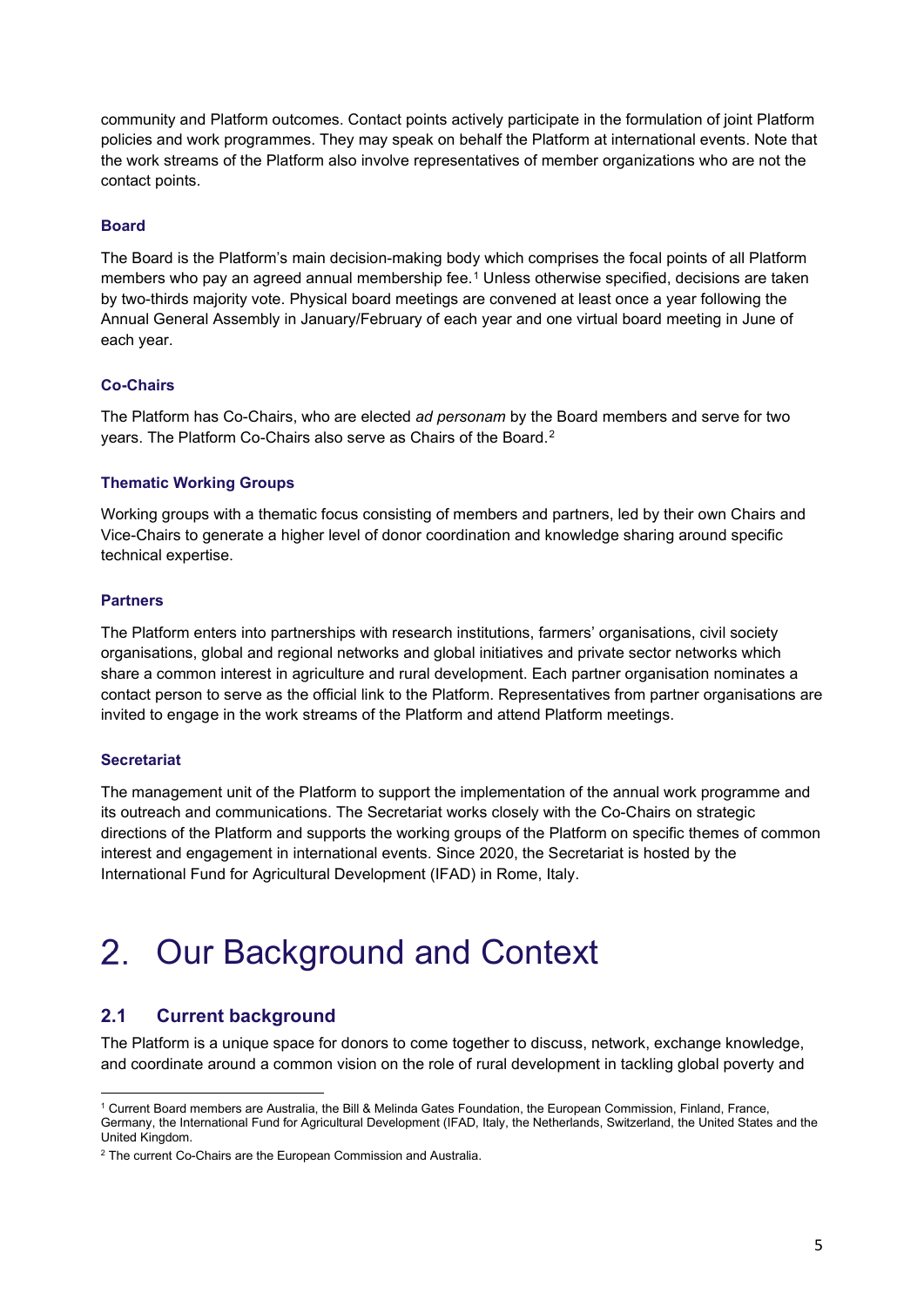community and Platform outcomes. Contact points actively participate in the formulation of joint Platform policies and work programmes. They may speak on behalf the Platform at international events. Note that the work streams of the Platform also involve representatives of member organizations who are not the contact points.

### Board

The Board is the Platform's main decision-making body which comprises the focal points of all Platform members who pay an agreed annual membership fee.[1] Unless otherwise specified, decisions are taken by two-thirds majority vote. Physical board meetings are convened at least once a year following the Annual General Assembly in January/February of each year and one virtual board meeting in June of each year.

### Co-Chairs

The Platform has Co-Chairs, who are elected *ad personam* by the Board members and serve for two years. The Platform Co-Chairs also serve as Chairs of the Board.[2]

### Thematic Working Groups

Working groups with a thematic focus consisting of members and partners, led by their own Chairs and Vice-Chairs to generate a higher level of donor coordination and knowledge sharing around specific technical expertise.

### Partners

The Platform enters into partnerships with research institutions, farmers' organisations, civil society organisations, global and regional networks and global initiatives and private sector networks which share a common interest in agriculture and rural development. Each partner organisation nominates a contact person to serve as the official link to the Platform. Representatives from partner organisations are invited to engage in the work streams of the Platform and attend Platform meetings.

### Secretariat

The management unit of the Platform to support the implementation of the annual work programme and its outreach and communications. The Secretariat works closely with the Co-Chairs on strategic directions of the Platform and supports the working groups of the Platform on specific themes of common interest and engagement in international events. Since 2020, the Secretariat is hosted by the International Fund for Agricultural Development (IFAD) in Rome, Italy.

# 2. Our Background and Context

## 2.1 Current background

The Platform is a unique space for donors to come together to discuss, network, exchange knowledge, and coordinate around a common vision on the role of rural development in tackling global poverty and

---

[1] Current Board members are Australia, the Bill & Melinda Gates Foundation, the European Commission, Finland, France, Germany, the International Fund for Agricultural Development (IFAD, Italy, the Netherlands, Switzerland, the United States and the United Kingdom.

[2] The current Co-Chairs are the European Commission and Australia.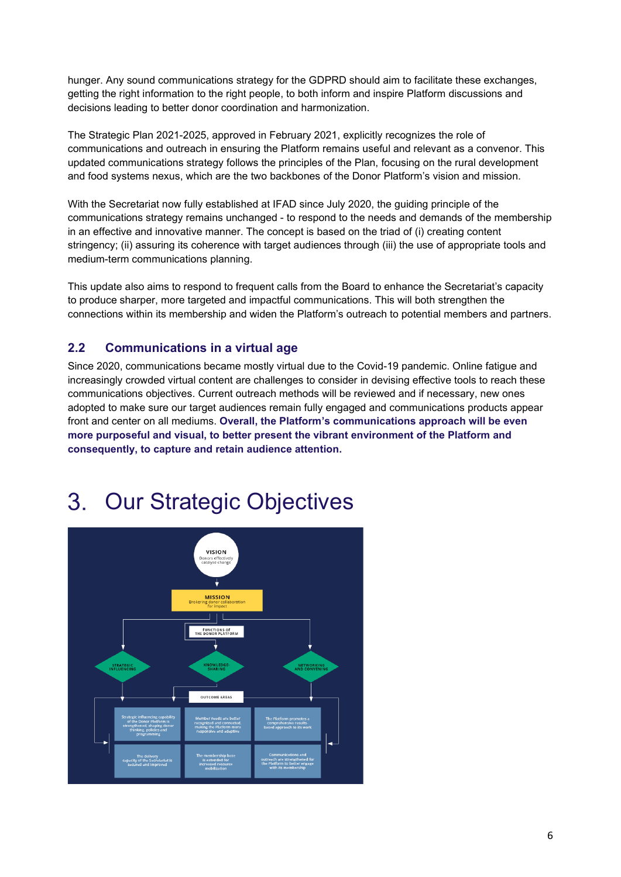hunger. Any sound communications strategy for the GDPRD should aim to facilitate these exchanges, getting the right information to the right people, to both inform and inspire Platform discussions and decisions leading to better donor coordination and harmonization.

The Strategic Plan 2021-2025, approved in February 2021, explicitly recognizes the role of communications and outreach in ensuring the Platform remains useful and relevant as a convenor. This updated communications strategy follows the principles of the Plan, focusing on the rural development and food systems nexus, which are the two backbones of the Donor Platform's vision and mission.

With the Secretariat now fully established at IFAD since July 2020, the guiding principle of the communications strategy remains unchanged - to respond to the needs and demands of the membership in an effective and innovative manner. The concept is based on the triad of (i) creating content stringency; (ii) assuring its coherence with target audiences through (iii) the use of appropriate tools and medium-term communications planning.

This update also aims to respond to frequent calls from the Board to enhance the Secretariat's capacity to produce sharper, more targeted and impactful communications. This will both strengthen the connections within its membership and widen the Platform's outreach to potential members and partners.

## 2.2 Communications in a virtual age

Since 2020, communications became mostly virtual due to the Covid-19 pandemic. Online fatigue and increasingly crowded virtual content are challenges to consider in devising effective tools to reach these communications objectives. Current outreach methods will be reviewed and if necessary, new ones adopted to make sure our target audiences remain fully engaged and communications products appear front and center on all mediums. **Overall, the Platform's communications approach will be even more purposeful and visual, to better present the vibrant environment of the Platform and consequently, to capture and retain audience attention.**

# 3. Our Strategic Objectives

VISION
Donors effectively catalyse change

MISSION
Brokering donor collaboration for impact

FUNCTIONS OF THE DONOR PLATFORM

STRATEGIC INFLUENCING

KNOWLEDGE SHARING

NETWORKING AND CONVENING

OUTCOME AREAS

Strategic influencing capability of the Donor Platform is strengthened, shaping donor thinking, policies and programming

Member needs are better recognized and connected, making the Platform more responsive and adaptive

The Platform promotes a comprehensive results-based approach to its work

The delivery capacity of the Secretariat is secured and improved

The membership base is extended for increased resource mobilization

Communications and outreach are strengthened for the Platform to better engage with its membership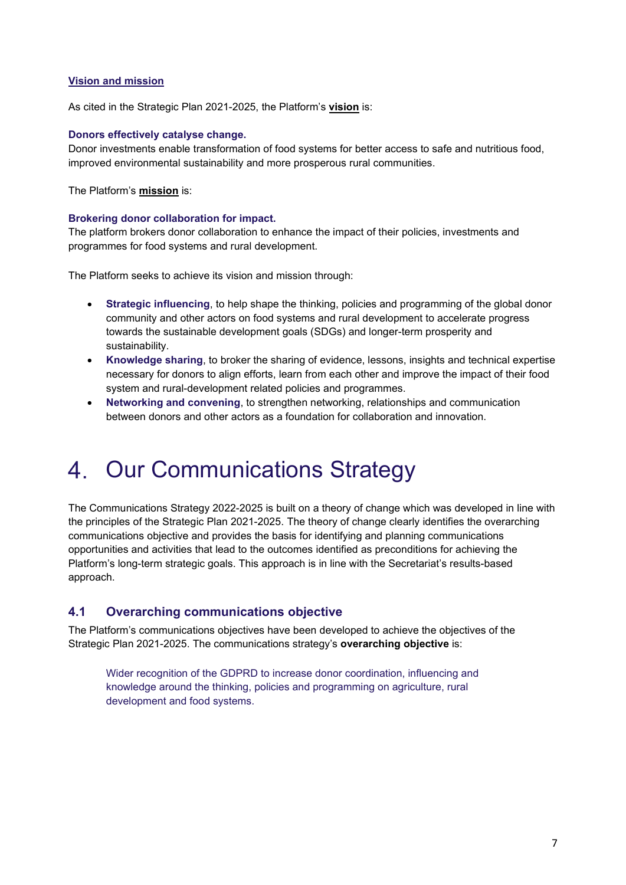**Vision and mission**

As cited in the Strategic Plan 2021-2025, the Platform's **vision** is:

**Donors effectively catalyse change.**
Donor investments enable transformation of food systems for better access to safe and nutritious food, improved environmental sustainability and more prosperous rural communities.

The Platform's **mission** is:

**Brokering donor collaboration for impact.**
The platform brokers donor collaboration to enhance the impact of their policies, investments and programmes for food systems and rural development.

The Platform seeks to achieve its vision and mission through:

- **Strategic influencing**, to help shape the thinking, policies and programming of the global donor community and other actors on food systems and rural development to accelerate progress towards the sustainable development goals (SDGs) and longer-term prosperity and sustainability.
- **Knowledge sharing**, to broker the sharing of evidence, lessons, insights and technical expertise necessary for donors to align efforts, learn from each other and improve the impact of their food system and rural-development related policies and programmes.
- **Networking and convening**, to strengthen networking, relationships and communication between donors and other actors as a foundation for collaboration and innovation.

# 4. Our Communications Strategy

The Communications Strategy 2022-2025 is built on a theory of change which was developed in line with the principles of the Strategic Plan 2021-2025. The theory of change clearly identifies the overarching communications objective and provides the basis for identifying and planning communications opportunities and activities that lead to the outcomes identified as preconditions for achieving the Platform's long-term strategic goals. This approach is in line with the Secretariat's results-based approach.

## 4.1 Overarching communications objective

The Platform's communications objectives have been developed to achieve the objectives of the Strategic Plan 2021-2025. The communications strategy's **overarching objective** is:

> Wider recognition of the GDPRD to increase donor coordination, influencing and knowledge around the thinking, policies and programming on agriculture, rural development and food systems.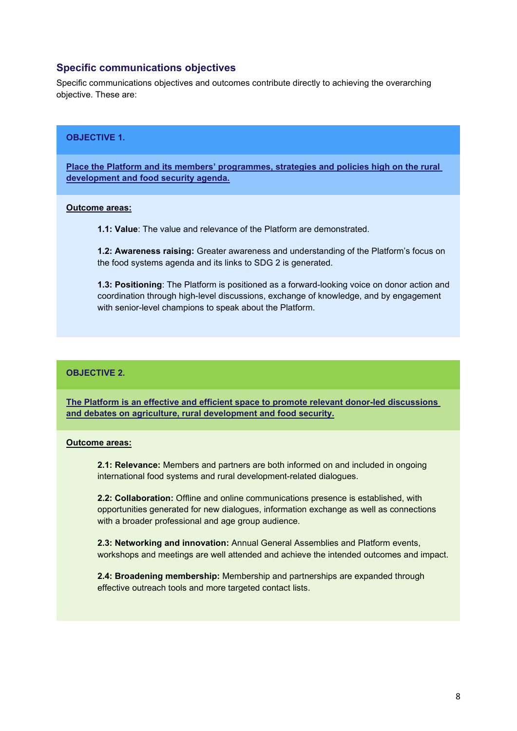## Specific communications objectives

Specific communications objectives and outcomes contribute directly to achieving the overarching objective. These are:

### OBJECTIVE 1.

**Place the Platform and its members' programmes, strategies and policies high on the rural development and food security agenda.**

**Outcome areas:**

**1.1: Value**: The value and relevance of the Platform are demonstrated.

**1.2: Awareness raising:** Greater awareness and understanding of the Platform's focus on the food systems agenda and its links to SDG 2 is generated.

**1.3: Positioning**: The Platform is positioned as a forward-looking voice on donor action and coordination through high-level discussions, exchange of knowledge, and by engagement with senior-level champions to speak about the Platform.

### OBJECTIVE 2.

**The Platform is an effective and efficient space to promote relevant donor-led discussions and debates on agriculture, rural development and food security.**

**Outcome areas:**

**2.1: Relevance:** Members and partners are both informed on and included in ongoing international food systems and rural development-related dialogues.

**2.2: Collaboration:** Offline and online communications presence is established, with opportunities generated for new dialogues, information exchange as well as connections with a broader professional and age group audience.

**2.3: Networking and innovation:** Annual General Assemblies and Platform events, workshops and meetings are well attended and achieve the intended outcomes and impact.

**2.4: Broadening membership:** Membership and partnerships are expanded through effective outreach tools and more targeted contact lists.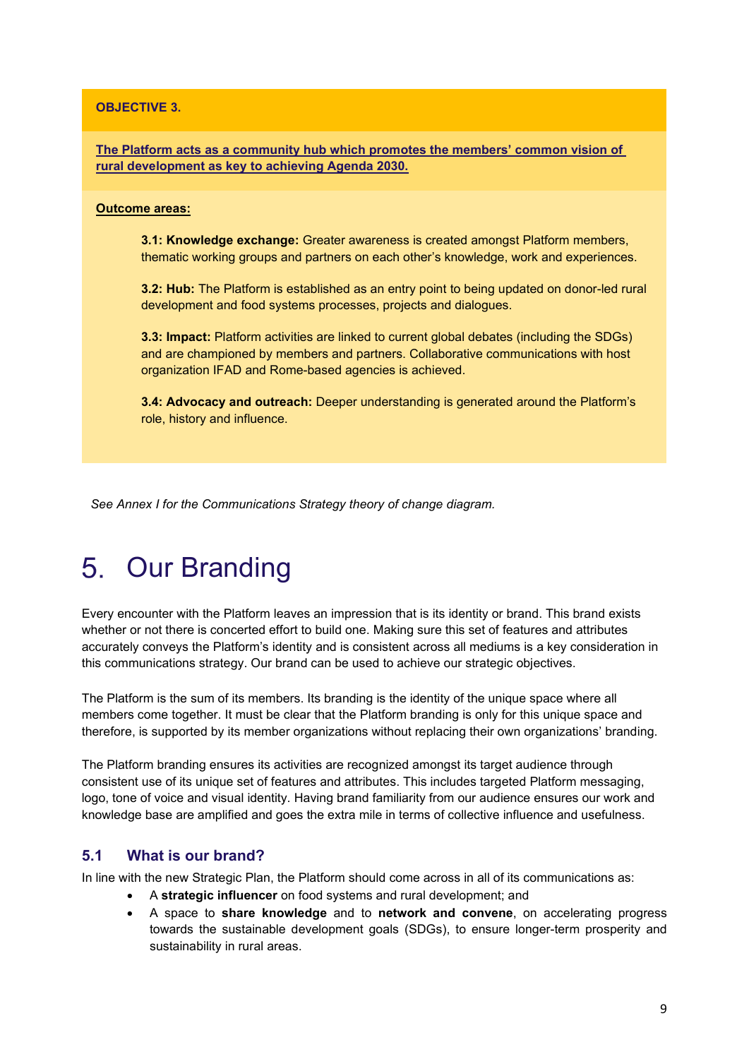**OBJECTIVE 3.**

**The Platform acts as a community hub which promotes the members' common vision of rural development as key to achieving Agenda 2030.**

**Outcome areas:**

**3.1: Knowledge exchange:** Greater awareness is created amongst Platform members, thematic working groups and partners on each other's knowledge, work and experiences.

**3.2: Hub:** The Platform is established as an entry point to being updated on donor-led rural development and food systems processes, projects and dialogues.

**3.3: Impact:** Platform activities are linked to current global debates (including the SDGs) and are championed by members and partners. Collaborative communications with host organization IFAD and Rome-based agencies is achieved.

**3.4: Advocacy and outreach:** Deeper understanding is generated around the Platform's role, history and influence.

*See Annex I for the Communications Strategy theory of change diagram.*

# 5. Our Branding

Every encounter with the Platform leaves an impression that is its identity or brand. This brand exists whether or not there is concerted effort to build one. Making sure this set of features and attributes accurately conveys the Platform's identity and is consistent across all mediums is a key consideration in this communications strategy. Our brand can be used to achieve our strategic objectives.

The Platform is the sum of its members. Its branding is the identity of the unique space where all members come together. It must be clear that the Platform branding is only for this unique space and therefore, is supported by its member organizations without replacing their own organizations' branding.

The Platform branding ensures its activities are recognized amongst its target audience through consistent use of its unique set of features and attributes. This includes targeted Platform messaging, logo, tone of voice and visual identity. Having brand familiarity from our audience ensures our work and knowledge base are amplified and goes the extra mile in terms of collective influence and usefulness.

## 5.1 What is our brand?

In line with the new Strategic Plan, the Platform should come across in all of its communications as:

- A **strategic influencer** on food systems and rural development; and
- A space to **share knowledge** and to **network and convene**, on accelerating progress towards the sustainable development goals (SDGs), to ensure longer-term prosperity and sustainability in rural areas.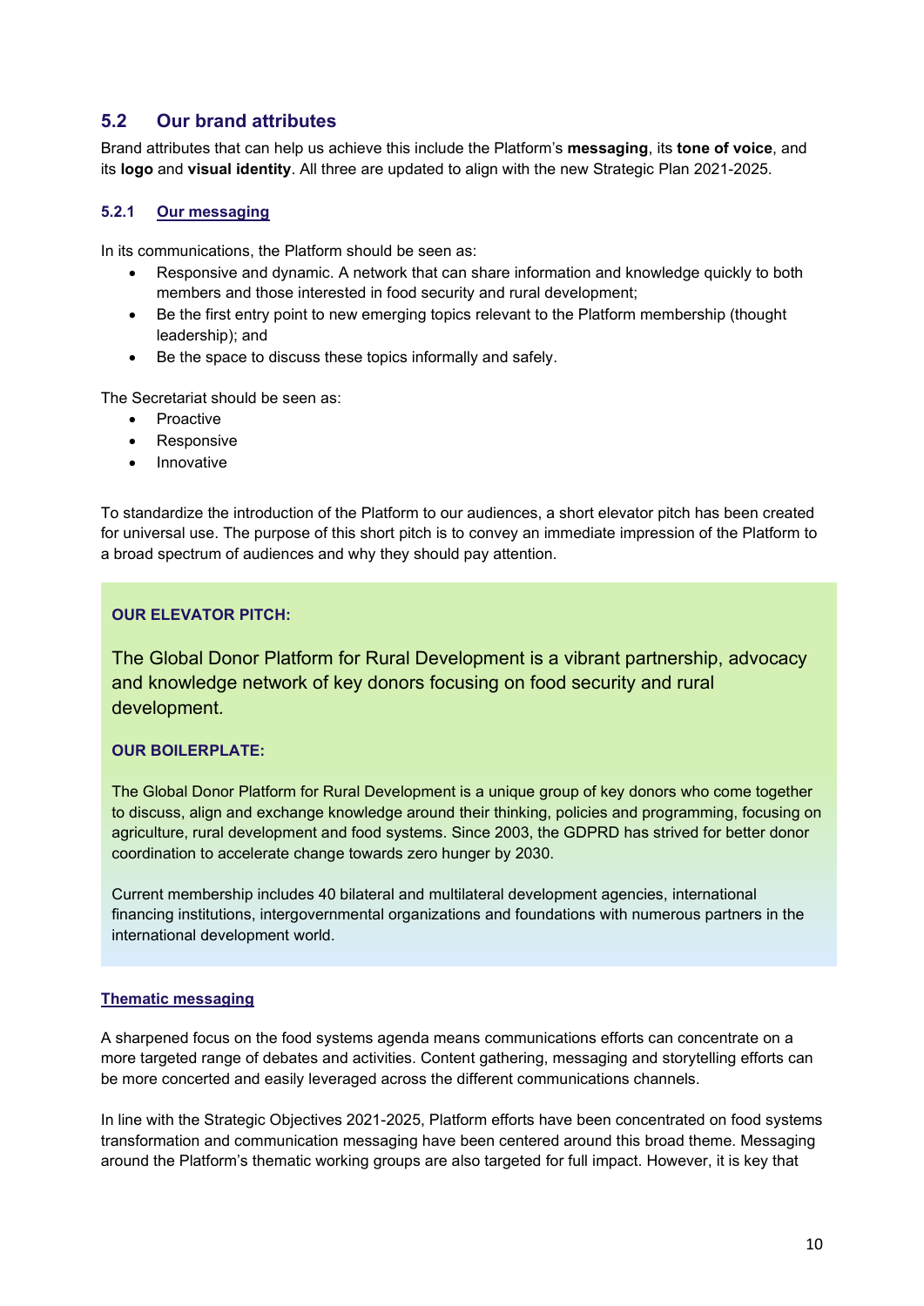## 5.2 Our brand attributes

Brand attributes that can help us achieve this include the Platform's **messaging**, its **tone of voice**, and its **logo** and **visual identity**. All three are updated to align with the new Strategic Plan 2021-2025.

### 5.2.1 Our messaging

In its communications, the Platform should be seen as:

- Responsive and dynamic. A network that can share information and knowledge quickly to both members and those interested in food security and rural development;
- Be the first entry point to new emerging topics relevant to the Platform membership (thought leadership); and
- Be the space to discuss these topics informally and safely.

The Secretariat should be seen as:

- Proactive
- Responsive
- Innovative

To standardize the introduction of the Platform to our audiences, a short elevator pitch has been created for universal use. The purpose of this short pitch is to convey an immediate impression of the Platform to a broad spectrum of audiences and why they should pay attention.

**OUR ELEVATOR PITCH:**

The Global Donor Platform for Rural Development is a vibrant partnership, advocacy and knowledge network of key donors focusing on food security and rural development.

**OUR BOILERPLATE:**

The Global Donor Platform for Rural Development is a unique group of key donors who come together to discuss, align and exchange knowledge around their thinking, policies and programming, focusing on agriculture, rural development and food systems. Since 2003, the GDPRD has strived for better donor coordination to accelerate change towards zero hunger by 2030.

Current membership includes 40 bilateral and multilateral development agencies, international financing institutions, intergovernmental organizations and foundations with numerous partners in the international development world.

**Thematic messaging**

A sharpened focus on the food systems agenda means communications efforts can concentrate on a more targeted range of debates and activities. Content gathering, messaging and storytelling efforts can be more concerted and easily leveraged across the different communications channels.

In line with the Strategic Objectives 2021-2025, Platform efforts have been concentrated on food systems transformation and communication messaging have been centered around this broad theme. Messaging around the Platform's thematic working groups are also targeted for full impact. However, it is key that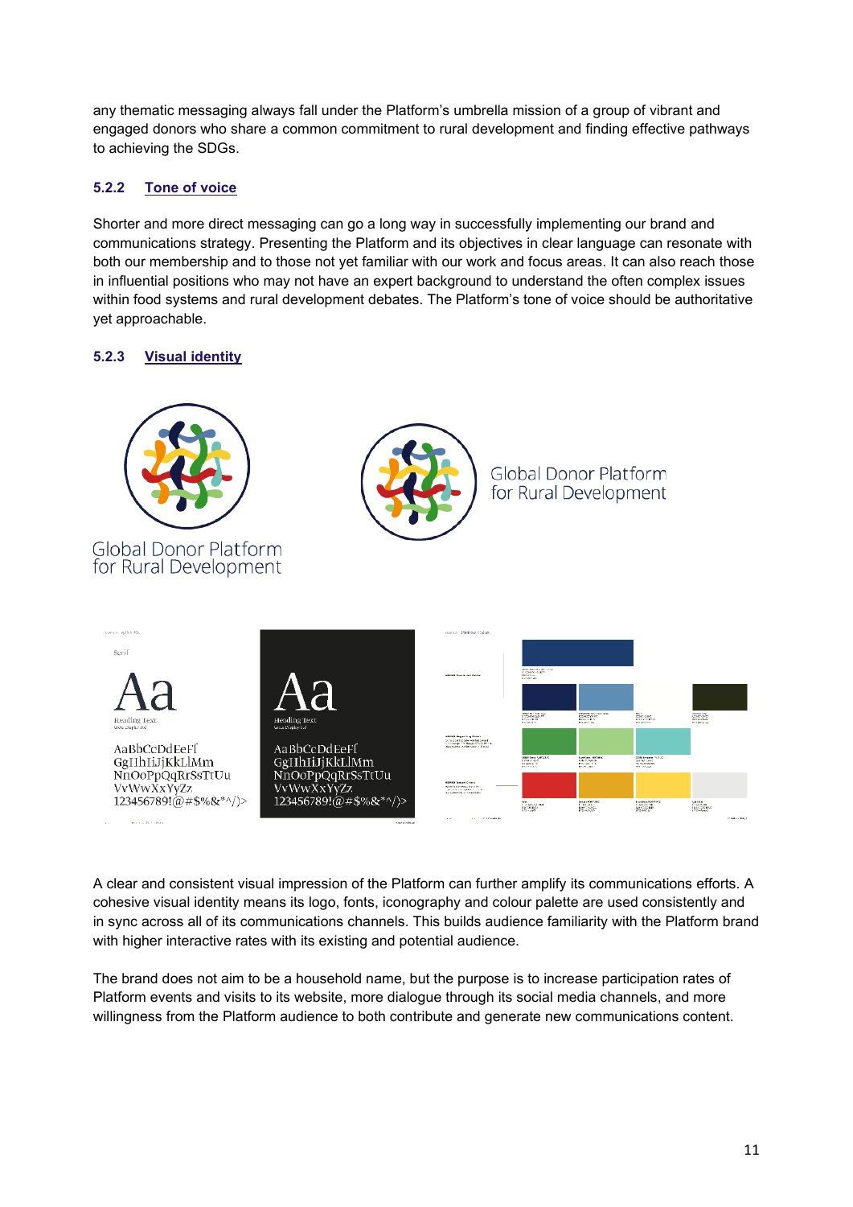any thematic messaging always fall under the Platform's umbrella mission of a group of vibrant and engaged donors who share a common commitment to rural development and finding effective pathways to achieving the SDGs.

### 5.2.2 Tone of voice

Shorter and more direct messaging can go a long way in successfully implementing our brand and communications strategy. Presenting the Platform and its objectives in clear language can resonate with both our membership and to those not yet familiar with our work and focus areas. It can also reach those in influential positions who may not have an expert background to understand the often complex issues within food systems and rural development debates. The Platform's tone of voice should be authoritative yet approachable.

### 5.2.3 Visual identity

Global Donor Platform for Rural Development

Global Donor Platform for Rural Development

A clear and consistent visual impression of the Platform can further amplify its communications efforts. A cohesive visual identity means its logo, fonts, iconography and colour palette are used consistently and in sync across all of its communications channels. This builds audience familiarity with the Platform brand with higher interactive rates with its existing and potential audience.

The brand does not aim to be a household name, but the purpose is to increase participation rates of Platform events and visits to its website, more dialogue through its social media channels, and more willingness from the Platform audience to both contribute and generate new communications content.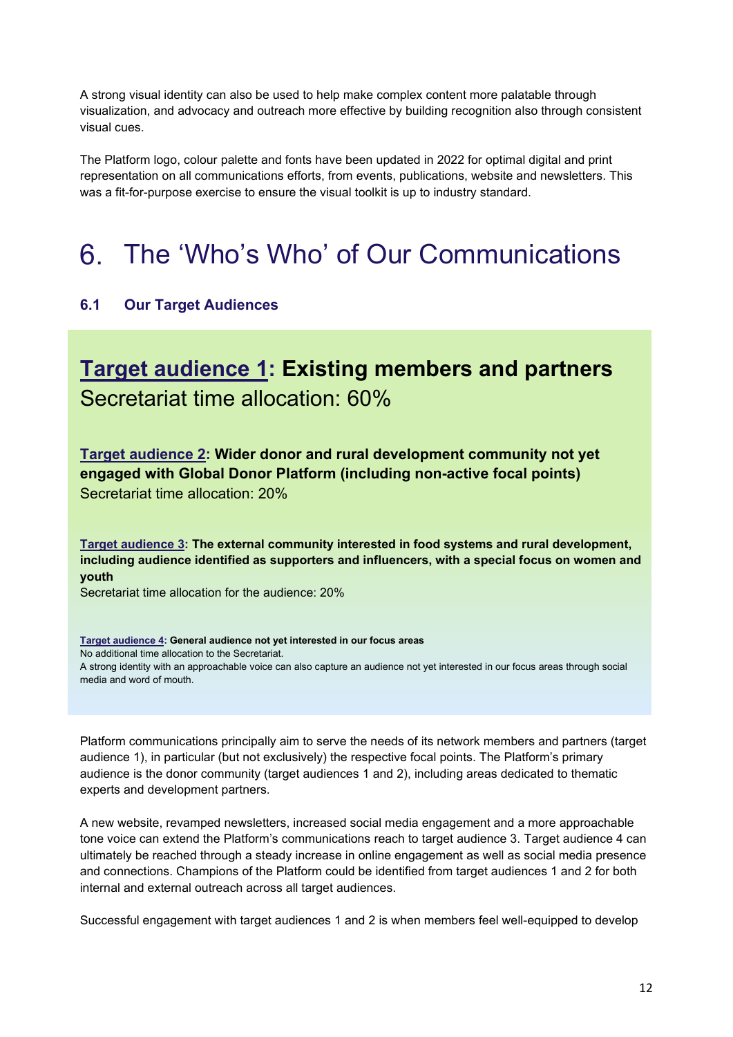A strong visual identity can also be used to help make complex content more palatable through visualization, and advocacy and outreach more effective by building recognition also through consistent visual cues.

The Platform logo, colour palette and fonts have been updated in 2022 for optimal digital and print representation on all communications efforts, from events, publications, website and newsletters. This was a fit-for-purpose exercise to ensure the visual toolkit is up to industry standard.

# 6. The 'Who's Who' of Our Communications

### 6.1 Our Target Audiences

## Target audience 1: Existing members and partners

Secretariat time allocation: 60%

**Target audience 2: Wider donor and rural development community not yet engaged with Global Donor Platform (including non-active focal points)**

Secretariat time allocation: 20%

**Target audience 3: The external community interested in food systems and rural development, including audience identified as supporters and influencers, with a special focus on women and youth**

Secretariat time allocation for the audience: 20%

**Target audience 4: General audience not yet interested in our focus areas**

No additional time allocation to the Secretariat.

A strong identity with an approachable voice can also capture an audience not yet interested in our focus areas through social media and word of mouth.

Platform communications principally aim to serve the needs of its network members and partners (target audience 1), in particular (but not exclusively) the respective focal points. The Platform's primary audience is the donor community (target audiences 1 and 2), including areas dedicated to thematic experts and development partners.

A new website, revamped newsletters, increased social media engagement and a more approachable tone voice can extend the Platform's communications reach to target audience 3. Target audience 4 can ultimately be reached through a steady increase in online engagement as well as social media presence and connections. Champions of the Platform could be identified from target audiences 1 and 2 for both internal and external outreach across all target audiences.

Successful engagement with target audiences 1 and 2 is when members feel well-equipped to develop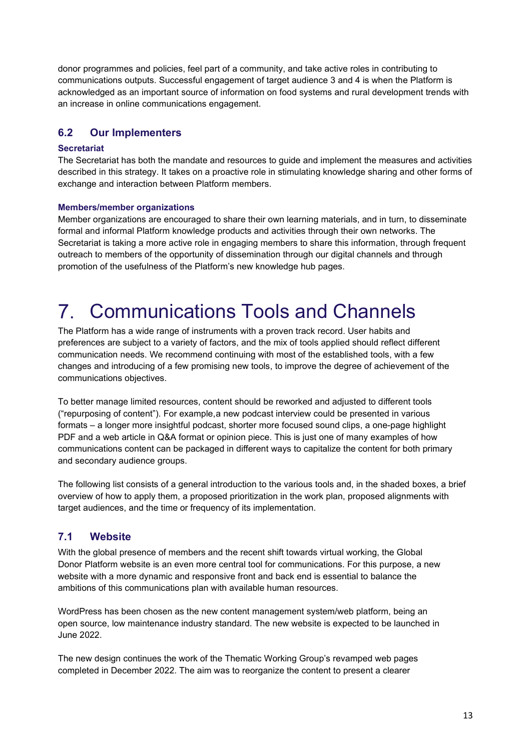donor programmes and policies, feel part of a community, and take active roles in contributing to communications outputs. Successful engagement of target audience 3 and 4 is when the Platform is acknowledged as an important source of information on food systems and rural development trends with an increase in online communications engagement.

## 6.2 Our Implementers

#### Secretariat

The Secretariat has both the mandate and resources to guide and implement the measures and activities described in this strategy. It takes on a proactive role in stimulating knowledge sharing and other forms of exchange and interaction between Platform members.

#### Members/member organizations

Member organizations are encouraged to share their own learning materials, and in turn, to disseminate formal and informal Platform knowledge products and activities through their own networks. The Secretariat is taking a more active role in engaging members to share this information, through frequent outreach to members of the opportunity of dissemination through our digital channels and through promotion of the usefulness of the Platform's new knowledge hub pages.

# 7. Communications Tools and Channels

The Platform has a wide range of instruments with a proven track record. User habits and preferences are subject to a variety of factors, and the mix of tools applied should reflect different communication needs. We recommend continuing with most of the established tools, with a few changes and introducing of a few promising new tools, to improve the degree of achievement of the communications objectives.

To better manage limited resources, content should be reworked and adjusted to different tools ("repurposing of content"). For example,a new podcast interview could be presented in various formats – a longer more insightful podcast, shorter more focused sound clips, a one-page highlight PDF and a web article in Q&A format or opinion piece. This is just one of many examples of how communications content can be packaged in different ways to capitalize the content for both primary and secondary audience groups.

The following list consists of a general introduction to the various tools and, in the shaded boxes, a brief overview of how to apply them, a proposed prioritization in the work plan, proposed alignments with target audiences, and the time or frequency of its implementation.

## 7.1 Website

With the global presence of members and the recent shift towards virtual working, the Global Donor Platform website is an even more central tool for communications. For this purpose, a new website with a more dynamic and responsive front and back end is essential to balance the ambitions of this communications plan with available human resources.

WordPress has been chosen as the new content management system/web platform, being an open source, low maintenance industry standard. The new website is expected to be launched in June 2022.

The new design continues the work of the Thematic Working Group's revamped web pages completed in December 2022. The aim was to reorganize the content to present a clearer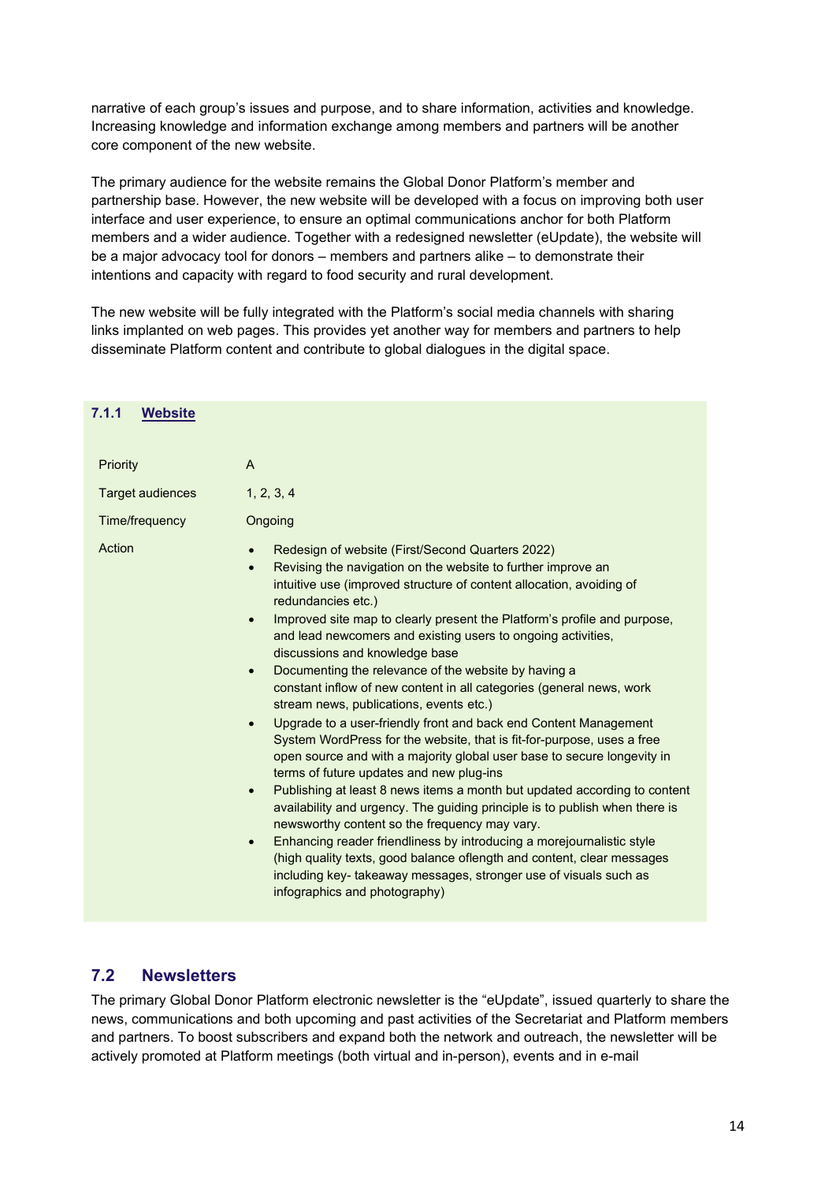narrative of each group's issues and purpose, and to share information, activities and knowledge. Increasing knowledge and information exchange among members and partners will be another core component of the new website.

The primary audience for the website remains the Global Donor Platform's member and partnership base. However, the new website will be developed with a focus on improving both user interface and user experience, to ensure an optimal communications anchor for both Platform members and a wider audience. Together with a redesigned newsletter (eUpdate), the website will be a major advocacy tool for donors – members and partners alike – to demonstrate their intentions and capacity with regard to food security and rural development.

The new website will be fully integrated with the Platform's social media channels with sharing links implanted on web pages. This provides yet another way for members and partners to help disseminate Platform content and contribute to global dialogues in the digital space.

### 7.1.1 Website

| | |
|---|---|
| Priority | A |
| Target audiences | 1, 2, 3, 4 |
| Time/frequency | Ongoing |
| Action | • Redesign of website (First/Second Quarters 2022)<br>• Revising the navigation on the website to further improve an intuitive use (improved structure of content allocation, avoiding of redundancies etc.)<br>• Improved site map to clearly present the Platform's profile and purpose, and lead newcomers and existing users to ongoing activities, discussions and knowledge base<br>• Documenting the relevance of the website by having a constant inflow of new content in all categories (general news, work stream news, publications, events etc.)<br>• Upgrade to a user-friendly front and back end Content Management System WordPress for the website, that is fit-for-purpose, uses a free open source and with a majority global user base to secure longevity in terms of future updates and new plug-ins<br>• Publishing at least 8 news items a month but updated according to content availability and urgency. The guiding principle is to publish when there is newsworthy content so the frequency may vary.<br>• Enhancing reader friendliness by introducing a morejournalistic style (high quality texts, good balance oflength and content, clear messages including key- takeaway messages, stronger use of visuals such as infographics and photography) |

## 7.2 Newsletters

The primary Global Donor Platform electronic newsletter is the "eUpdate", issued quarterly to share the news, communications and both upcoming and past activities of the Secretariat and Platform members and partners. To boost subscribers and expand both the network and outreach, the newsletter will be actively promoted at Platform meetings (both virtual and in-person), events and in e-mail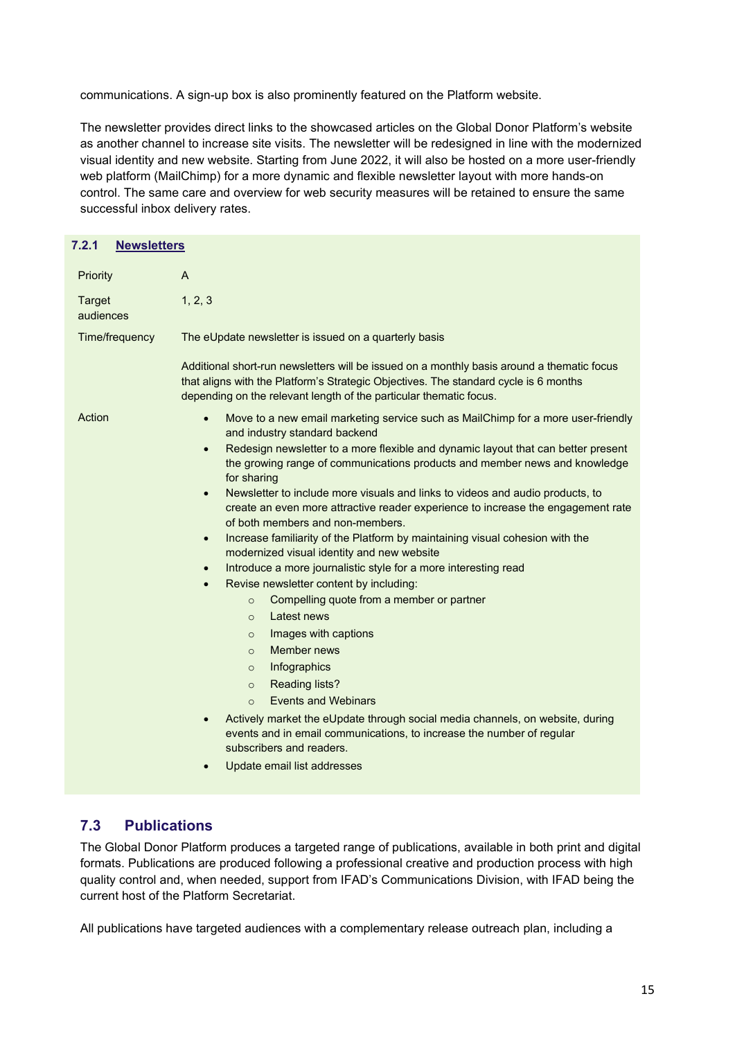communications. A sign-up box is also prominently featured on the Platform website.

The newsletter provides direct links to the showcased articles on the Global Donor Platform's website as another channel to increase site visits. The newsletter will be redesigned in line with the modernized visual identity and new website. Starting from June 2022, it will also be hosted on a more user-friendly web platform (MailChimp) for a more dynamic and flexible newsletter layout with more hands-on control. The same care and overview for web security measures will be retained to ensure the same successful inbox delivery rates.

### 7.2.1 Newsletters

| | |
|---|---|
| Priority | A |
| Target audiences | 1, 2, 3 |
| Time/frequency | The eUpdate newsletter is issued on a quarterly basis<br><br>Additional short-run newsletters will be issued on a monthly basis around a thematic focus that aligns with the Platform's Strategic Objectives. The standard cycle is 6 months depending on the relevant length of the particular thematic focus. |
| Action | • Move to a new email marketing service such as MailChimp for a more user-friendly and industry standard backend<br>• Redesign newsletter to a more flexible and dynamic layout that can better present the growing range of communications products and member news and knowledge for sharing<br>• Newsletter to include more visuals and links to videos and audio products, to create an even more attractive reader experience to increase the engagement rate of both members and non-members.<br>• Increase familiarity of the Platform by maintaining visual cohesion with the modernized visual identity and new website<br>• Introduce a more journalistic style for a more interesting read<br>• Revise newsletter content by including:<br>&nbsp;&nbsp;&nbsp;&nbsp;○ Compelling quote from a member or partner<br>&nbsp;&nbsp;&nbsp;&nbsp;○ Latest news<br>&nbsp;&nbsp;&nbsp;&nbsp;○ Images with captions<br>&nbsp;&nbsp;&nbsp;&nbsp;○ Member news<br>&nbsp;&nbsp;&nbsp;&nbsp;○ Infographics<br>&nbsp;&nbsp;&nbsp;&nbsp;○ Reading lists?<br>&nbsp;&nbsp;&nbsp;&nbsp;○ Events and Webinars<br>• Actively market the eUpdate through social media channels, on website, during events and in email communications, to increase the number of regular subscribers and readers.<br>• Update email list addresses |

## 7.3 Publications

The Global Donor Platform produces a targeted range of publications, available in both print and digital formats. Publications are produced following a professional creative and production process with high quality control and, when needed, support from IFAD's Communications Division, with IFAD being the current host of the Platform Secretariat.

All publications have targeted audiences with a complementary release outreach plan, including a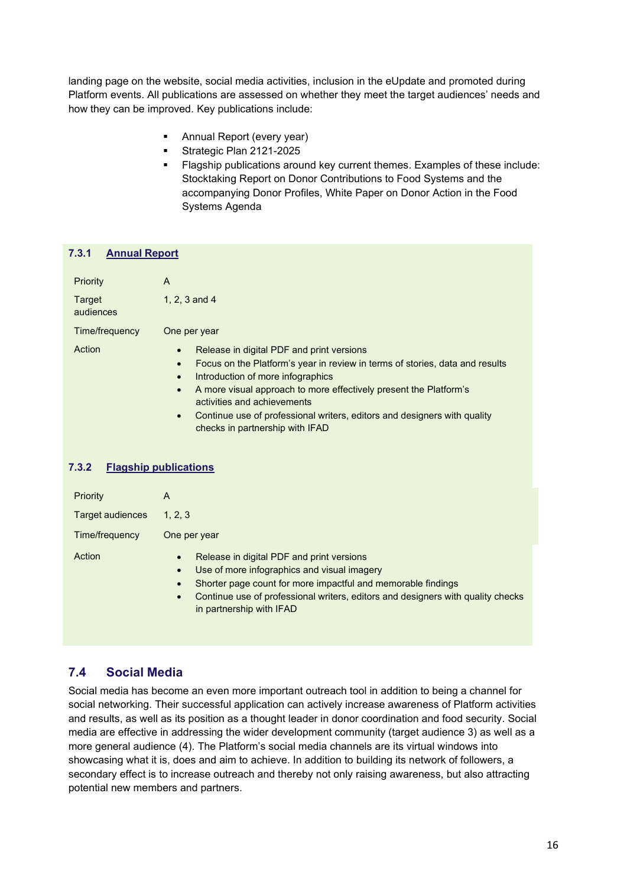landing page on the website, social media activities, inclusion in the eUpdate and promoted during Platform events. All publications are assessed on whether they meet the target audiences' needs and how they can be improved. Key publications include:

- Annual Report (every year)
- Strategic Plan 2121-2025
- Flagship publications around key current themes. Examples of these include: Stocktaking Report on Donor Contributions to Food Systems and the accompanying Donor Profiles, White Paper on Donor Action in the Food Systems Agenda

### 7.3.1 Annual Report

| | |
|---|---|
| Priority | A |
| Target audiences | 1, 2, 3 and 4 |
| Time/frequency | One per year |
| Action | • Release in digital PDF and print versions<br>• Focus on the Platform's year in review in terms of stories, data and results<br>• Introduction of more infographics<br>• A more visual approach to more effectively present the Platform's activities and achievements<br>• Continue use of professional writers, editors and designers with quality checks in partnership with IFAD |

### 7.3.2 Flagship publications

| | |
|---|---|
| Priority | A |
| Target audiences | 1, 2, 3 |
| Time/frequency | One per year |
| Action | • Release in digital PDF and print versions<br>• Use of more infographics and visual imagery<br>• Shorter page count for more impactful and memorable findings<br>• Continue use of professional writers, editors and designers with quality checks in partnership with IFAD |

## 7.4 Social Media

Social media has become an even more important outreach tool in addition to being a channel for social networking. Their successful application can actively increase awareness of Platform activities and results, as well as its position as a thought leader in donor coordination and food security. Social media are effective in addressing the wider development community (target audience 3) as well as a more general audience (4). The Platform's social media channels are its virtual windows into showcasing what it is, does and aim to achieve. In addition to building its network of followers, a secondary effect is to increase outreach and thereby not only raising awareness, but also attracting potential new members and partners.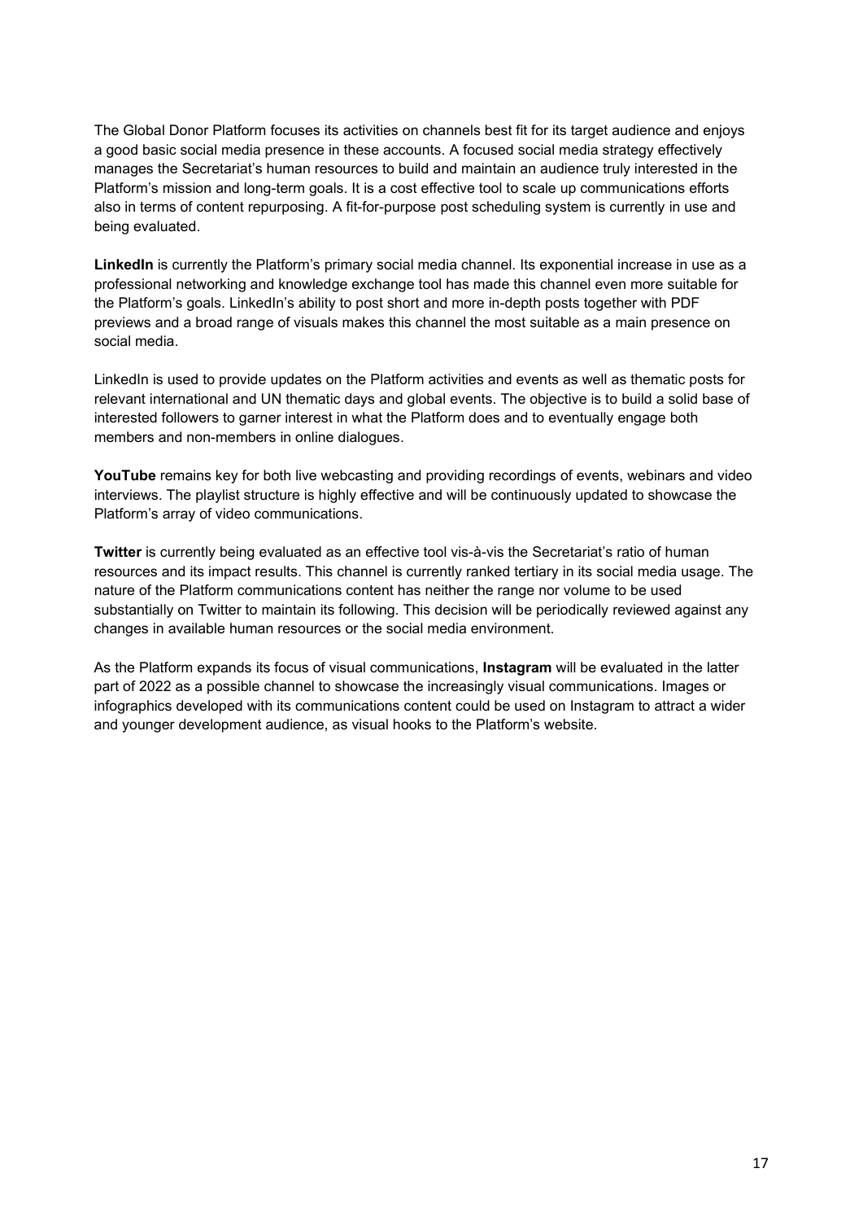The Global Donor Platform focuses its activities on channels best fit for its target audience and enjoys a good basic social media presence in these accounts. A focused social media strategy effectively manages the Secretariat's human resources to build and maintain an audience truly interested in the Platform's mission and long-term goals. It is a cost effective tool to scale up communications efforts also in terms of content repurposing. A fit-for-purpose post scheduling system is currently in use and being evaluated.

**LinkedIn** is currently the Platform's primary social media channel. Its exponential increase in use as a professional networking and knowledge exchange tool has made this channel even more suitable for the Platform's goals. LinkedIn's ability to post short and more in-depth posts together with PDF previews and a broad range of visuals makes this channel the most suitable as a main presence on social media.

LinkedIn is used to provide updates on the Platform activities and events as well as thematic posts for relevant international and UN thematic days and global events. The objective is to build a solid base of interested followers to garner interest in what the Platform does and to eventually engage both members and non-members in online dialogues.

**YouTube** remains key for both live webcasting and providing recordings of events, webinars and video interviews. The playlist structure is highly effective and will be continuously updated to showcase the Platform's array of video communications.

**Twitter** is currently being evaluated as an effective tool vis-à-vis the Secretariat's ratio of human resources and its impact results. This channel is currently ranked tertiary in its social media usage. The nature of the Platform communications content has neither the range nor volume to be used substantially on Twitter to maintain its following. This decision will be periodically reviewed against any changes in available human resources or the social media environment.

As the Platform expands its focus of visual communications, **Instagram** will be evaluated in the latter part of 2022 as a possible channel to showcase the increasingly visual communications. Images or infographics developed with its communications content could be used on Instagram to attract a wider and younger development audience, as visual hooks to the Platform's website.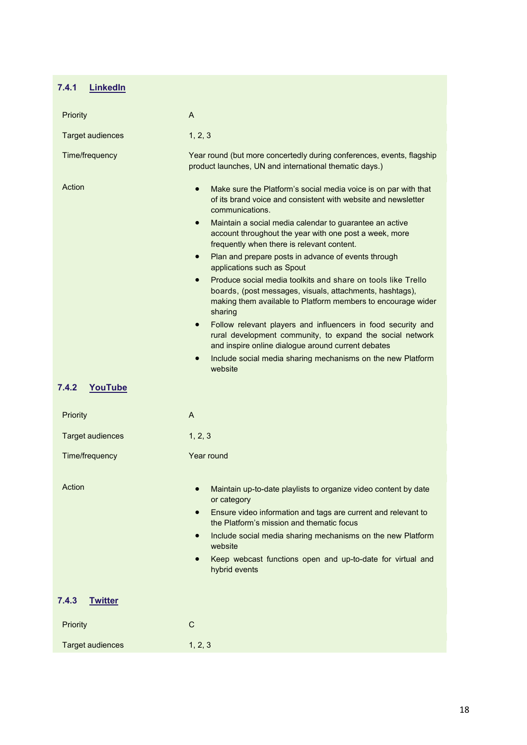### 7.4.1 LinkedIn

| | |
|---|---|
| Priority | A |
| Target audiences | 1, 2, 3 |
| Time/frequency | Year round (but more concertedly during conferences, events, flagship product launches, UN and international thematic days.) |
| Action | • Make sure the Platform's social media voice is on par with that of its brand voice and consistent with website and newsletter communications.<br>• Maintain a social media calendar to guarantee an active account throughout the year with one post a week, more frequently when there is relevant content.<br>• Plan and prepare posts in advance of events through applications such as Spout<br>• Produce social media toolkits and share on tools like Trello boards, (post messages, visuals, attachments, hashtags), making them available to Platform members to encourage wider sharing<br>• Follow relevant players and influencers in food security and rural development community, to expand the social network and inspire online dialogue around current debates<br>• Include social media sharing mechanisms on the new Platform website |

### 7.4.2 YouTube

| | |
|---|---|
| Priority | A |
| Target audiences | 1, 2, 3 |
| Time/frequency | Year round |
| Action | • Maintain up-to-date playlists to organize video content by date or category<br>• Ensure video information and tags are current and relevant to the Platform's mission and thematic focus<br>• Include social media sharing mechanisms on the new Platform website<br>• Keep webcast functions open and up-to-date for virtual and hybrid events |

### 7.4.3 Twitter

| | |
|---|---|
| Priority | C |
| Target audiences | 1, 2, 3 |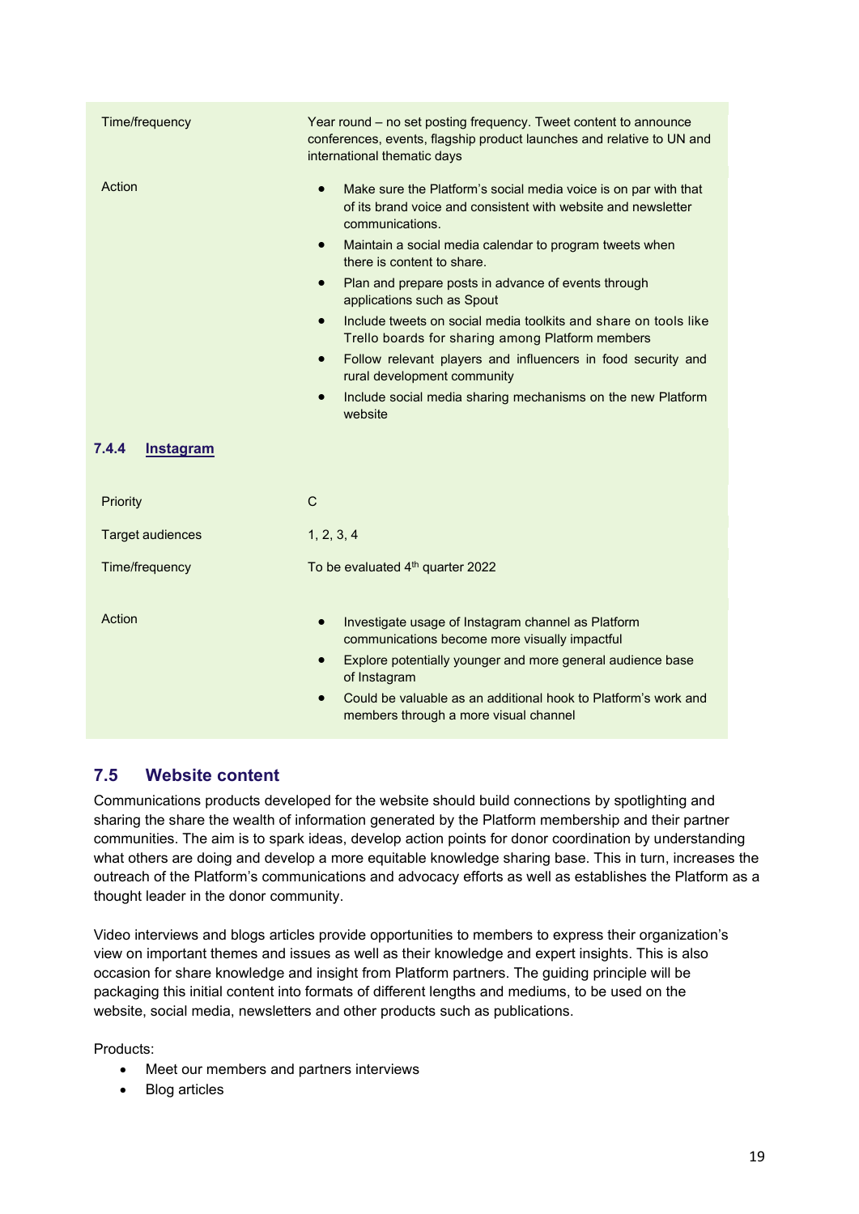| | |
|---|---|
| Time/frequency | Year round – no set posting frequency. Tweet content to announce conferences, events, flagship product launches and relative to UN and international thematic days |
| Action | • Make sure the Platform's social media voice is on par with that of its brand voice and consistent with website and newsletter communications.<br>• Maintain a social media calendar to program tweets when there is content to share.<br>• Plan and prepare posts in advance of events through applications such as Spout<br>• Include tweets on social media toolkits and share on tools like Trello boards for sharing among Platform members<br>• Follow relevant players and influencers in food security and rural development community<br>• Include social media sharing mechanisms on the new Platform website |

#### 7.4.4 Instagram

| | |
|---|---|
| Priority | C |
| Target audiences | 1, 2, 3, 4 |
| Time/frequency | To be evaluated 4th quarter 2022 |
| Action | • Investigate usage of Instagram channel as Platform communications become more visually impactful<br>• Explore potentially younger and more general audience base of Instagram<br>• Could be valuable as an additional hook to Platform's work and members through a more visual channel |

### 7.5 Website content

Communications products developed for the website should build connections by spotlighting and sharing the share the wealth of information generated by the Platform membership and their partner communities. The aim is to spark ideas, develop action points for donor coordination by understanding what others are doing and develop a more equitable knowledge sharing base. This in turn, increases the outreach of the Platform's communications and advocacy efforts as well as establishes the Platform as a thought leader in the donor community.

Video interviews and blogs articles provide opportunities to members to express their organization's view on important themes and issues as well as their knowledge and expert insights. This is also occasion for share knowledge and insight from Platform partners. The guiding principle will be packaging this initial content into formats of different lengths and mediums, to be used on the website, social media, newsletters and other products such as publications.

Products:

- Meet our members and partners interviews
- Blog articles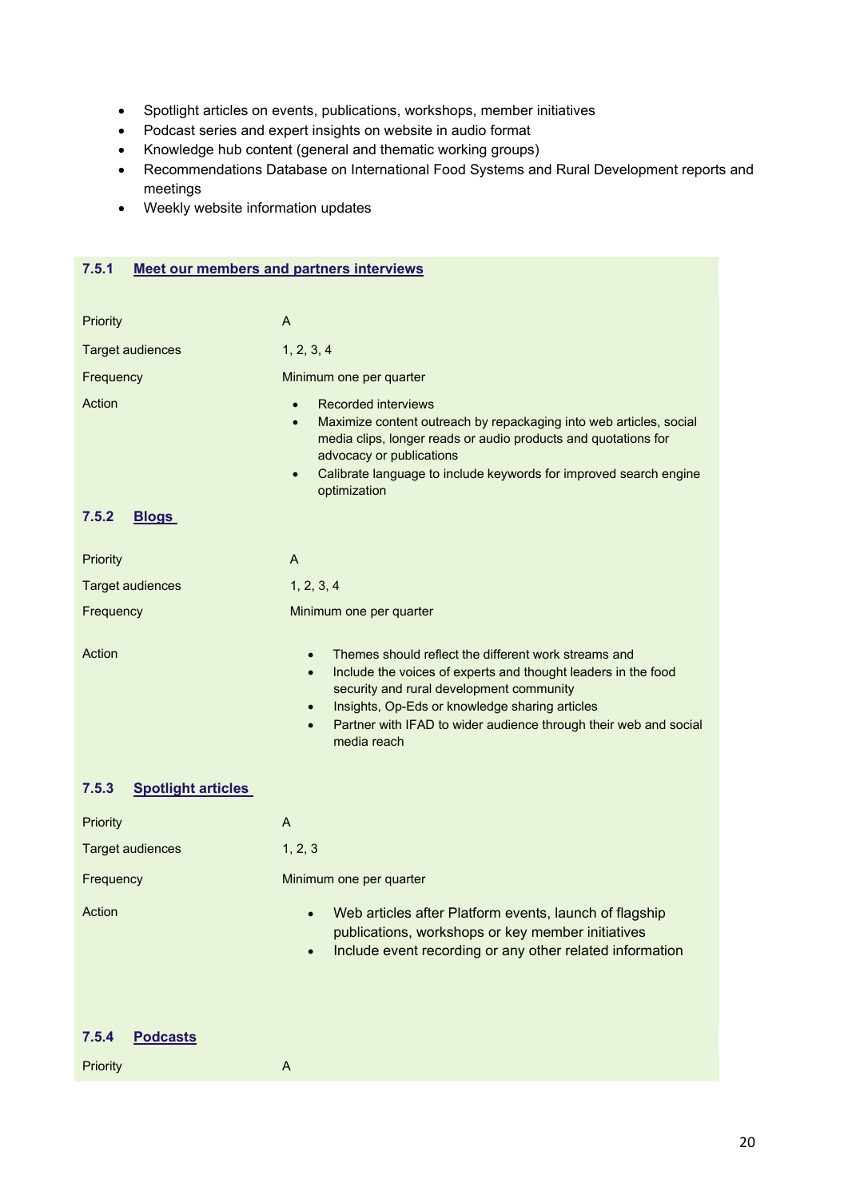- Spotlight articles on events, publications, workshops, member initiatives
- Podcast series and expert insights on website in audio format
- Knowledge hub content (general and thematic working groups)
- Recommendations Database on International Food Systems and Rural Development reports and meetings
- Weekly website information updates

### 7.5.1 Meet our members and partners interviews

| | |
|---|---|
| Priority | A |
| Target audiences | 1, 2, 3, 4 |
| Frequency | Minimum one per quarter |
| Action | • Recorded interviews<br>• Maximize content outreach by repackaging into web articles, social media clips, longer reads or audio products and quotations for advocacy or publications<br>• Calibrate language to include keywords for improved search engine optimization |

### 7.5.2 Blogs

| | |
|---|---|
| Priority | A |
| Target audiences | 1, 2, 3, 4 |
| Frequency | Minimum one per quarter |
| Action | • Themes should reflect the different work streams and<br>• Include the voices of experts and thought leaders in the food security and rural development community<br>• Insights, Op-Eds or knowledge sharing articles<br>• Partner with IFAD to wider audience through their web and social media reach |

### 7.5.3 Spotlight articles

| | |
|---|---|
| Priority | A |
| Target audiences | 1, 2, 3 |
| Frequency | Minimum one per quarter |
| Action | • Web articles after Platform events, launch of flagship publications, workshops or key member initiatives<br>• Include event recording or any other related information |

### 7.5.4 Podcasts

| | |
|---|---|
| Priority | A |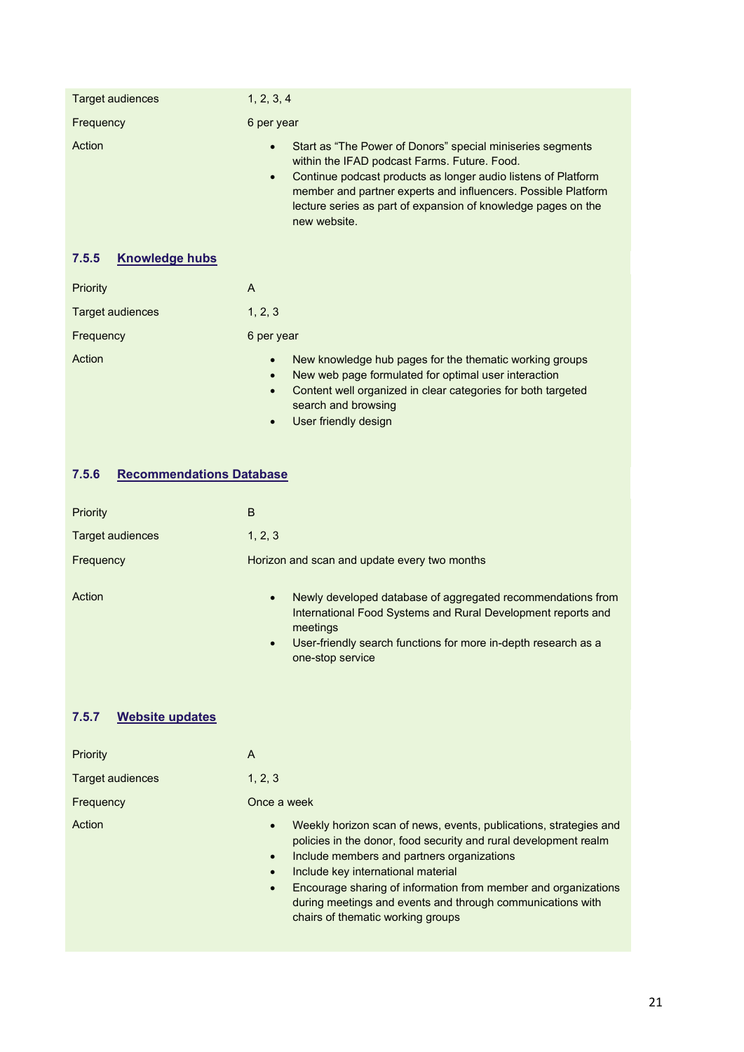| | |
|---|---|
| Target audiences | 1, 2, 3, 4 |
| Frequency | 6 per year |
| Action | • Start as “The Power of Donors” special miniseries segments within the IFAD podcast Farms. Future. Food.<br>• Continue podcast products as longer audio listens of Platform member and partner experts and influencers. Possible Platform lecture series as part of expansion of knowledge pages on the new website. |

### 7.5.5 Knowledge hubs

| | |
|---|---|
| Priority | A |
| Target audiences | 1, 2, 3 |
| Frequency | 6 per year |
| Action | • New knowledge hub pages for the thematic working groups<br>• New web page formulated for optimal user interaction<br>• Content well organized in clear categories for both targeted search and browsing<br>• User friendly design |

### 7.5.6 Recommendations Database

| | |
|---|---|
| Priority | B |
| Target audiences | 1, 2, 3 |
| Frequency | Horizon and scan and update every two months |
| Action | • Newly developed database of aggregated recommendations from International Food Systems and Rural Development reports and meetings<br>• User-friendly search functions for more in-depth research as a one-stop service |

### 7.5.7 Website updates

| | |
|---|---|
| Priority | A |
| Target audiences | 1, 2, 3 |
| Frequency | Once a week |
| Action | • Weekly horizon scan of news, events, publications, strategies and policies in the donor, food security and rural development realm<br>• Include members and partners organizations<br>• Include key international material<br>• Encourage sharing of information from member and organizations during meetings and events and through communications with chairs of thematic working groups |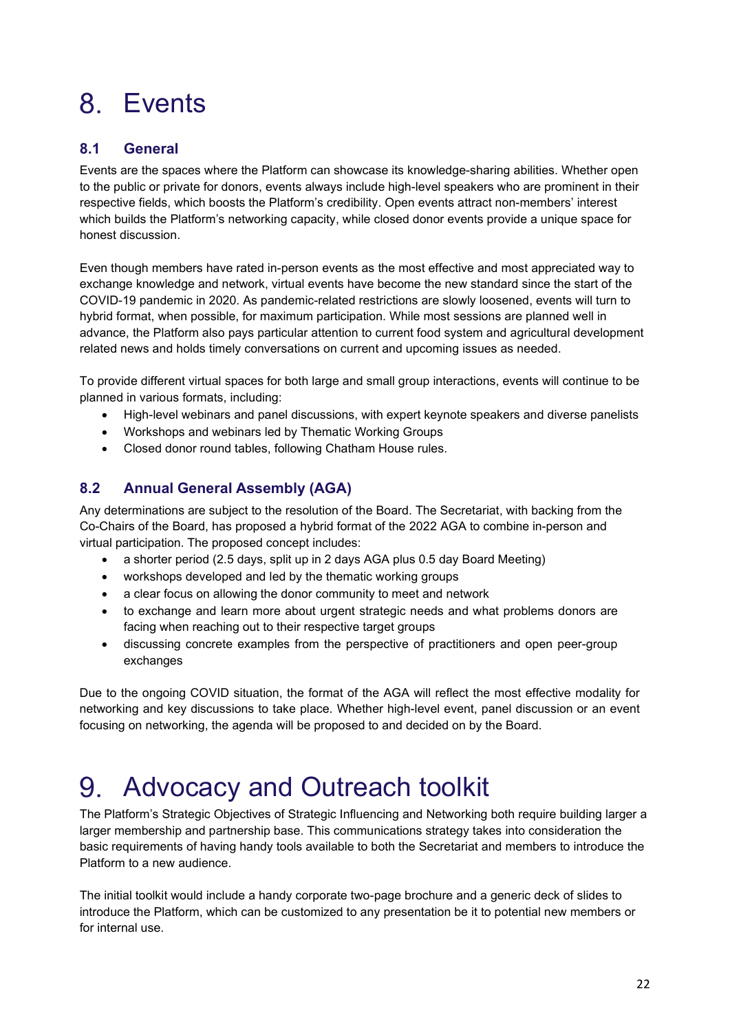# 8. Events

## 8.1 General

Events are the spaces where the Platform can showcase its knowledge-sharing abilities. Whether open to the public or private for donors, events always include high-level speakers who are prominent in their respective fields, which boosts the Platform's credibility. Open events attract non-members' interest which builds the Platform's networking capacity, while closed donor events provide a unique space for honest discussion.

Even though members have rated in-person events as the most effective and most appreciated way to exchange knowledge and network, virtual events have become the new standard since the start of the COVID-19 pandemic in 2020. As pandemic-related restrictions are slowly loosened, events will turn to hybrid format, when possible, for maximum participation. While most sessions are planned well in advance, the Platform also pays particular attention to current food system and agricultural development related news and holds timely conversations on current and upcoming issues as needed.

To provide different virtual spaces for both large and small group interactions, events will continue to be planned in various formats, including:

- High-level webinars and panel discussions, with expert keynote speakers and diverse panelists
- Workshops and webinars led by Thematic Working Groups
- Closed donor round tables, following Chatham House rules.

## 8.2 Annual General Assembly (AGA)

Any determinations are subject to the resolution of the Board. The Secretariat, with backing from the Co-Chairs of the Board, has proposed a hybrid format of the 2022 AGA to combine in-person and virtual participation. The proposed concept includes:

- a shorter period (2.5 days, split up in 2 days AGA plus 0.5 day Board Meeting)
- workshops developed and led by the thematic working groups
- a clear focus on allowing the donor community to meet and network
- to exchange and learn more about urgent strategic needs and what problems donors are facing when reaching out to their respective target groups
- discussing concrete examples from the perspective of practitioners and open peer-group exchanges

Due to the ongoing COVID situation, the format of the AGA will reflect the most effective modality for networking and key discussions to take place. Whether high-level event, panel discussion or an event focusing on networking, the agenda will be proposed to and decided on by the Board.

# 9. Advocacy and Outreach toolkit

The Platform's Strategic Objectives of Strategic Influencing and Networking both require building larger a larger membership and partnership base. This communications strategy takes into consideration the basic requirements of having handy tools available to both the Secretariat and members to introduce the Platform to a new audience.

The initial toolkit would include a handy corporate two-page brochure and a generic deck of slides to introduce the Platform, which can be customized to any presentation be it to potential new members or for internal use.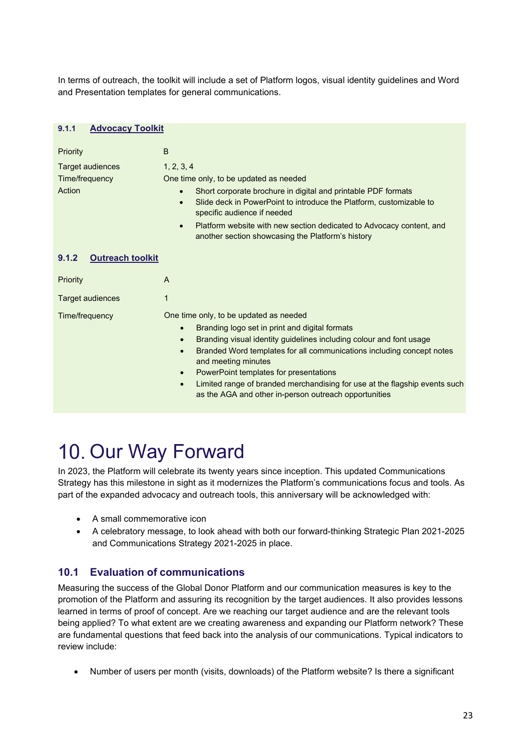In terms of outreach, the toolkit will include a set of Platform logos, visual identity guidelines and Word and Presentation templates for general communications.

### 9.1.1 Advocacy Toolkit

| | |
|---|---|
| Priority | B |
| Target audiences | 1, 2, 3, 4 |
| Time/frequency | One time only, to be updated as needed |
| Action | • Short corporate brochure in digital and printable PDF formats<br>• Slide deck in PowerPoint to introduce the Platform, customizable to specific audience if needed<br>• Platform website with new section dedicated to Advocacy content, and another section showcasing the Platform's history |

### 9.1.2 Outreach toolkit

| | |
|---|---|
| Priority | A |
| Target audiences | 1 |
| Time/frequency | One time only, to be updated as needed<br>• Branding logo set in print and digital formats<br>• Branding visual identity guidelines including colour and font usage<br>• Branded Word templates for all communications including concept notes and meeting minutes<br>• PowerPoint templates for presentations<br>• Limited range of branded merchandising for use at the flagship events such as the AGA and other in-person outreach opportunities |

# 10. Our Way Forward

In 2023, the Platform will celebrate its twenty years since inception. This updated Communications Strategy has this milestone in sight as it modernizes the Platform's communications focus and tools. As part of the expanded advocacy and outreach tools, this anniversary will be acknowledged with:

- A small commemorative icon
- A celebratory message, to look ahead with both our forward-thinking Strategic Plan 2021-2025 and Communications Strategy 2021-2025 in place.

## 10.1 Evaluation of communications

Measuring the success of the Global Donor Platform and our communication measures is key to the promotion of the Platform and assuring its recognition by the target audiences. It also provides lessons learned in terms of proof of concept. Are we reaching our target audience and are the relevant tools being applied? To what extent are we creating awareness and expanding our Platform network? These are fundamental questions that feed back into the analysis of our communications. Typical indicators to review include:

- Number of users per month (visits, downloads) of the Platform website? Is there a significant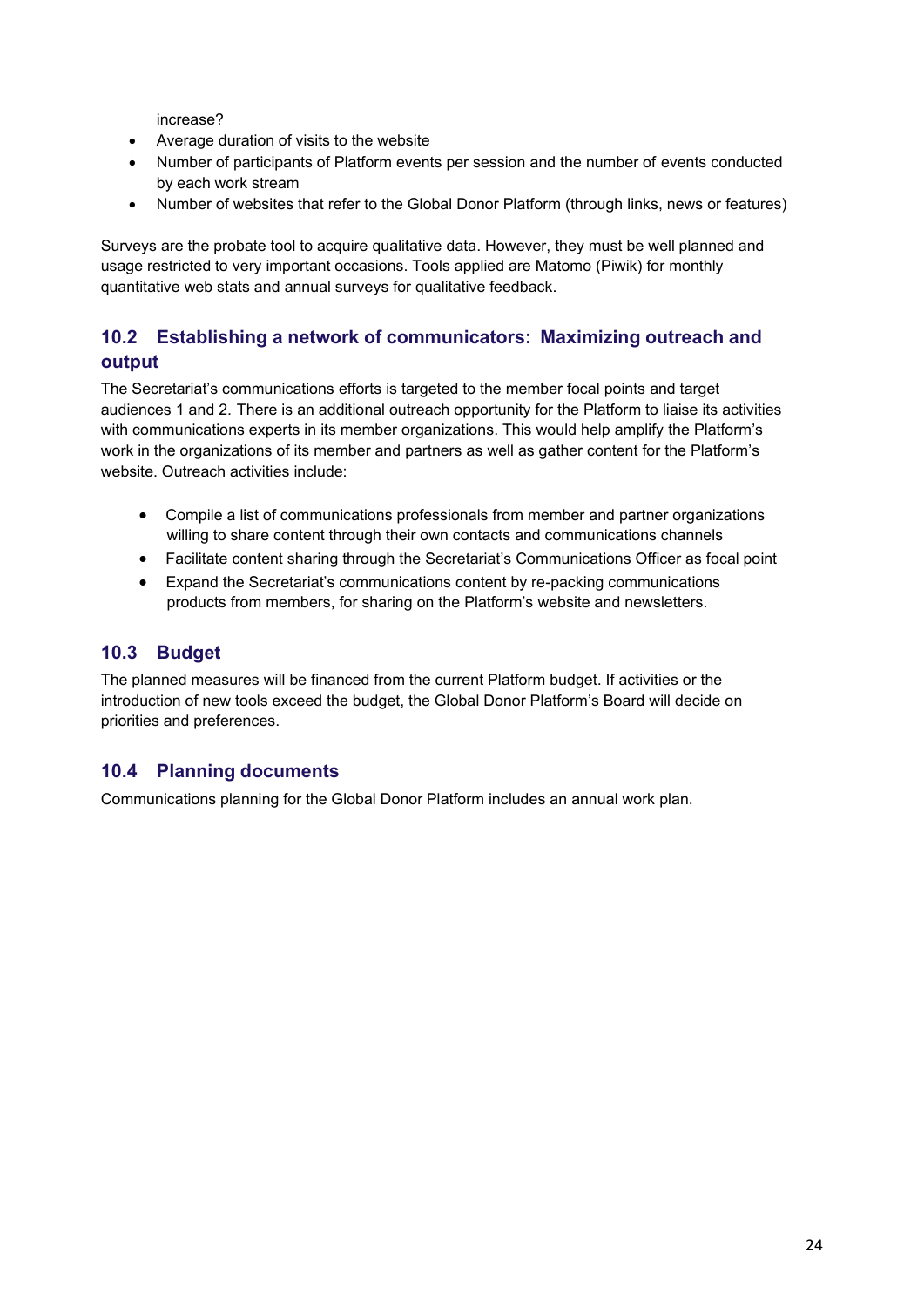increase?

- Average duration of visits to the website
- Number of participants of Platform events per session and the number of events conducted by each work stream
- Number of websites that refer to the Global Donor Platform (through links, news or features)

Surveys are the probate tool to acquire qualitative data. However, they must be well planned and usage restricted to very important occasions. Tools applied are Matomo (Piwik) for monthly quantitative web stats and annual surveys for qualitative feedback.

## 10.2 Establishing a network of communicators: Maximizing outreach and output

The Secretariat's communications efforts is targeted to the member focal points and target audiences 1 and 2. There is an additional outreach opportunity for the Platform to liaise its activities with communications experts in its member organizations. This would help amplify the Platform's work in the organizations of its member and partners as well as gather content for the Platform's website. Outreach activities include:

- Compile a list of communications professionals from member and partner organizations willing to share content through their own contacts and communications channels
- Facilitate content sharing through the Secretariat's Communications Officer as focal point
- Expand the Secretariat's communications content by re-packing communications products from members, for sharing on the Platform's website and newsletters.

## 10.3 Budget

The planned measures will be financed from the current Platform budget. If activities or the introduction of new tools exceed the budget, the Global Donor Platform's Board will decide on priorities and preferences.

## 10.4 Planning documents

Communications planning for the Global Donor Platform includes an annual work plan.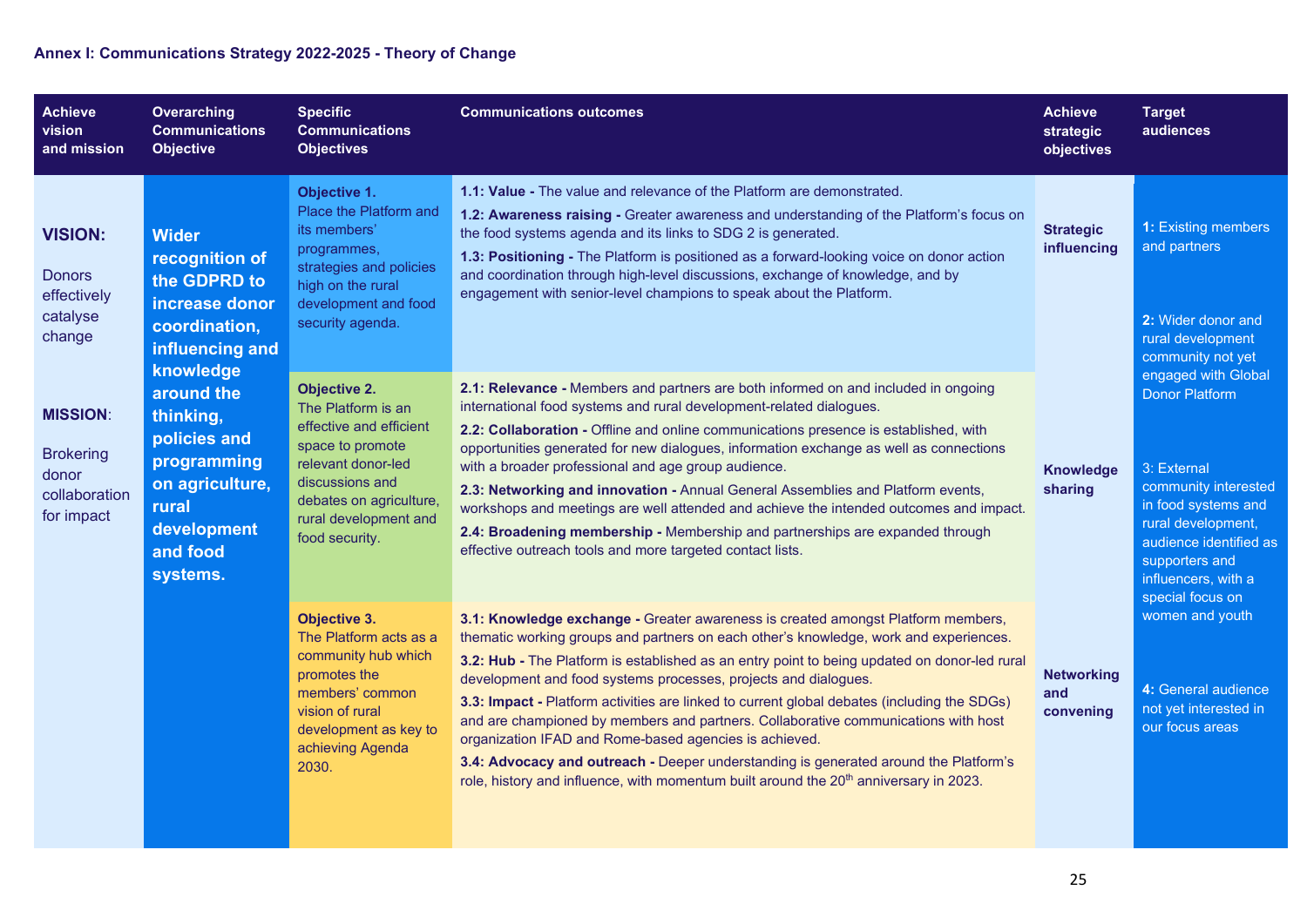**Annex I: Communications Strategy 2022-2025 - Theory of Change**

| Achieve vision and mission | Overarching Communications Objective | Specific Communications Objectives | Communications outcomes | Achieve strategic objectives | Target audiences |
|---|---|---|---|---|---|
| **VISION:** Donors effectively catalyse change<br><br>**MISSION**: Brokering donor collaboration for impact | **Wider recognition of the GDPRD to increase donor coordination, influencing and knowledge around the thinking, policies and programming on agriculture, rural development and food systems.** | **Objective 1.** Place the Platform and its members' programmes, strategies and policies high on the rural development and food security agenda. | **1.1: Value -** The value and relevance of the Platform are demonstrated.<br>**1.2: Awareness raising -** Greater awareness and understanding of the Platform's focus on the food systems agenda and its links to SDG 2 is generated.<br>**1.3: Positioning -** The Platform is positioned as a forward-looking voice on donor action and coordination through high-level discussions, exchange of knowledge, and by engagement with senior-level champions to speak about the Platform. | **Strategic influencing** | **1:** Existing members and partners<br><br>**2:** Wider donor and rural development community not yet engaged with Global Donor Platform |
| | | **Objective 2.** The Platform is an effective and efficient space to promote relevant donor-led discussions and debates on agriculture, rural development and food security. | **2.1: Relevance -** Members and partners are both informed on and included in ongoing international food systems and rural development-related dialogues.<br>**2.2: Collaboration -** Offline and online communications presence is established, with opportunities generated for new dialogues, information exchange as well as connections with a broader professional and age group audience.<br>**2.3: Networking and innovation -** Annual General Assemblies and Platform events, workshops and meetings are well attended and achieve the intended outcomes and impact.<br>**2.4: Broadening membership -** Membership and partnerships are expanded through effective outreach tools and more targeted contact lists. | **Knowledge sharing** | 3: External community interested in food systems and rural development, audience identified as supporters and influencers, with a special focus on women and youth |
| | | **Objective 3.** The Platform acts as a community hub which promotes the members' common vision of rural development as key to achieving Agenda 2030. | **3.1: Knowledge exchange -** Greater awareness is created amongst Platform members, thematic working groups and partners on each other's knowledge, work and experiences.<br>**3.2: Hub -** The Platform is established as an entry point to being updated on donor-led rural development and food systems processes, projects and dialogues.<br>**3.3: Impact -** Platform activities are linked to current global debates (including the SDGs) and are championed by members and partners. Collaborative communications with host organization IFAD and Rome-based agencies is achieved.<br>**3.4: Advocacy and outreach -** Deeper understanding is generated around the Platform's role, history and influence, with momentum built around the 20th anniversary in 2023. | **Networking and convening** | **4:** General audience not yet interested in our focus areas |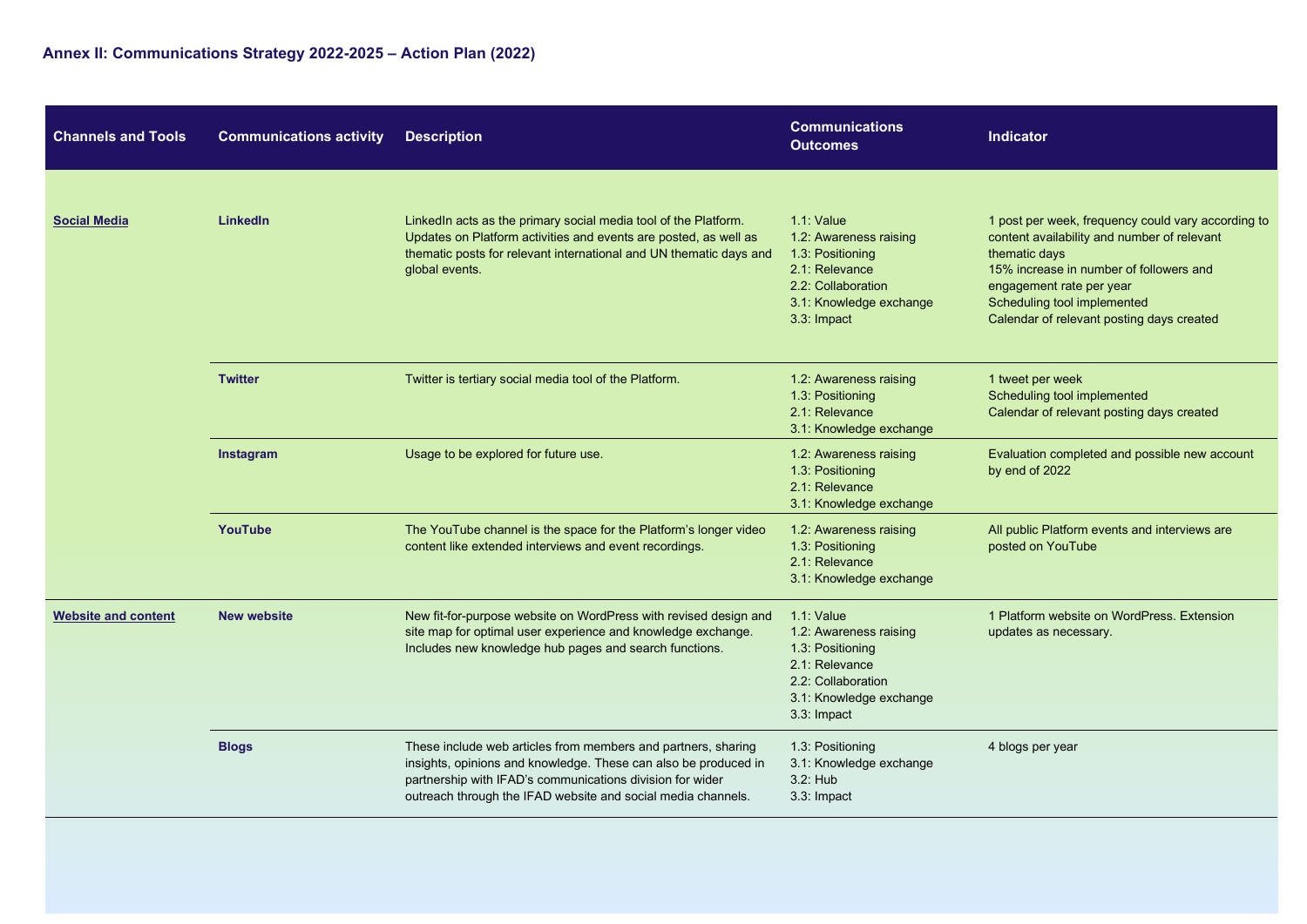### Annex II: Communications Strategy 2022-2025 – Action Plan (2022)

| Channels and Tools | Communications activity | Description | Communications Outcomes | Indicator |
|---|---|---|---|---|
| **Social Media** | **LinkedIn** | LinkedIn acts as the primary social media tool of the Platform. Updates on Platform activities and events are posted, as well as thematic posts for relevant international and UN thematic days and global events. | 1.1: Value<br>1.2: Awareness raising<br>1.3: Positioning<br>2.1: Relevance<br>2.2: Collaboration<br>3.1: Knowledge exchange<br>3.3: Impact | 1 post per week, frequency could vary according to content availability and number of relevant thematic days<br>15% increase in number of followers and engagement rate per year<br>Scheduling tool implemented<br>Calendar of relevant posting days created |
| | **Twitter** | Twitter is tertiary social media tool of the Platform. | 1.2: Awareness raising<br>1.3: Positioning<br>2.1: Relevance<br>3.1: Knowledge exchange | 1 tweet per week<br>Scheduling tool implemented<br>Calendar of relevant posting days created |
| | **Instagram** | Usage to be explored for future use. | 1.2: Awareness raising<br>1.3: Positioning<br>2.1: Relevance<br>3.1: Knowledge exchange | Evaluation completed and possible new account by end of 2022 |
| | **YouTube** | The YouTube channel is the space for the Platform's longer video content like extended interviews and event recordings. | 1.2: Awareness raising<br>1.3: Positioning<br>2.1: Relevance<br>3.1: Knowledge exchange | All public Platform events and interviews are posted on YouTube |
| **Website and content** | **New website** | New fit-for-purpose website on WordPress with revised design and site map for optimal user experience and knowledge exchange. Includes new knowledge hub pages and search functions. | 1.1: Value<br>1.2: Awareness raising<br>1.3: Positioning<br>2.1: Relevance<br>2.2: Collaboration<br>3.1: Knowledge exchange<br>3.3: Impact | 1 Platform website on WordPress. Extension updates as necessary. |
| | **Blogs** | These include web articles from members and partners, sharing insights, opinions and knowledge. These can also be produced in partnership with IFAD's communications division for wider outreach through the IFAD website and social media channels. | 1.3: Positioning<br>3.1: Knowledge exchange<br>3.2: Hub<br>3.3: Impact | 4 blogs per year |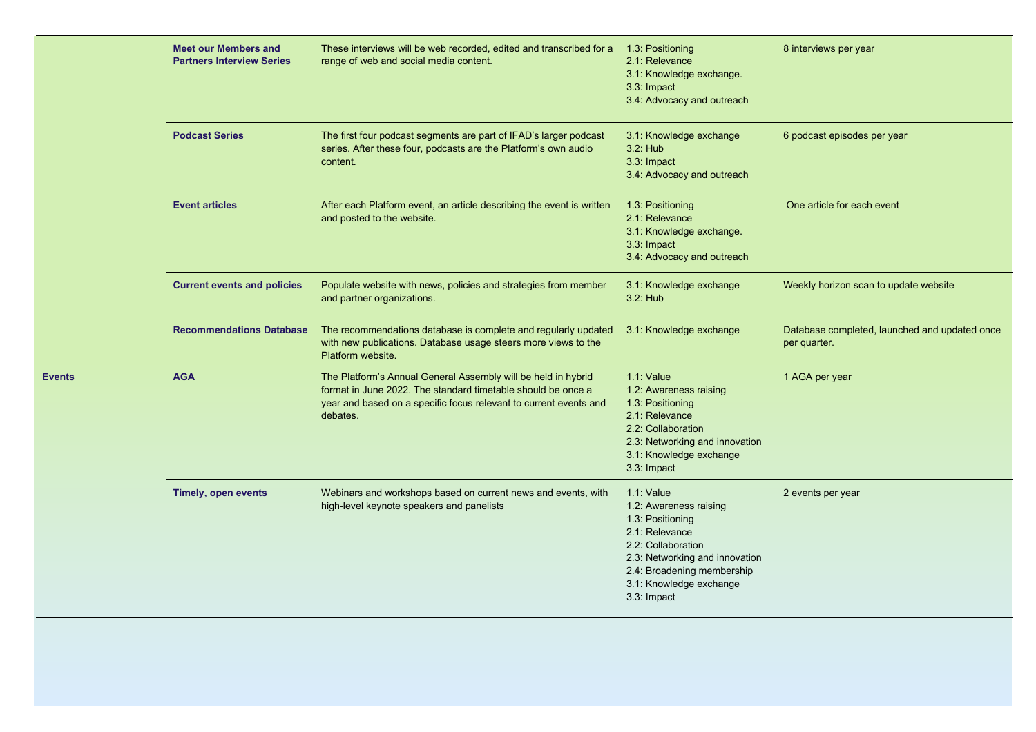| | | | | |
|---|---|---|---|---|
| | **Meet our Members and Partners Interview Series** | These interviews will be web recorded, edited and transcribed for a range of web and social media content. | 1.3: Positioning<br>2.1: Relevance<br>3.1: Knowledge exchange.<br>3.3: Impact<br>3.4: Advocacy and outreach | 8 interviews per year |
| | **Podcast Series** | The first four podcast segments are part of IFAD's larger podcast series. After these four, podcasts are the Platform's own audio content. | 3.1: Knowledge exchange<br>3.2: Hub<br>3.3: Impact<br>3.4: Advocacy and outreach | 6 podcast episodes per year |
| | **Event articles** | After each Platform event, an article describing the event is written and posted to the website. | 1.3: Positioning<br>2.1: Relevance<br>3.1: Knowledge exchange.<br>3.3: Impact<br>3.4: Advocacy and outreach | One article for each event |
| | **Current events and policies** | Populate website with news, policies and strategies from member and partner organizations. | 3.1: Knowledge exchange<br>3.2: Hub | Weekly horizon scan to update website |
| | **Recommendations Database** | The recommendations database is complete and regularly updated with new publications. Database usage steers more views to the Platform website. | 3.1: Knowledge exchange | Database completed, launched and updated once per quarter. |
| **Events** | **AGA** | The Platform's Annual General Assembly will be held in hybrid format in June 2022. The standard timetable should be once a year and based on a specific focus relevant to current events and debates. | 1.1: Value<br>1.2: Awareness raising<br>1.3: Positioning<br>2.1: Relevance<br>2.2: Collaboration<br>2.3: Networking and innovation<br>3.1: Knowledge exchange<br>3.3: Impact | 1 AGA per year |
| | **Timely, open events** | Webinars and workshops based on current news and events, with high-level keynote speakers and panelists | 1.1: Value<br>1.2: Awareness raising<br>1.3: Positioning<br>2.1: Relevance<br>2.2: Collaboration<br>2.3: Networking and innovation<br>2.4: Broadening membership<br>3.1: Knowledge exchange<br>3.3: Impact | 2 events per year |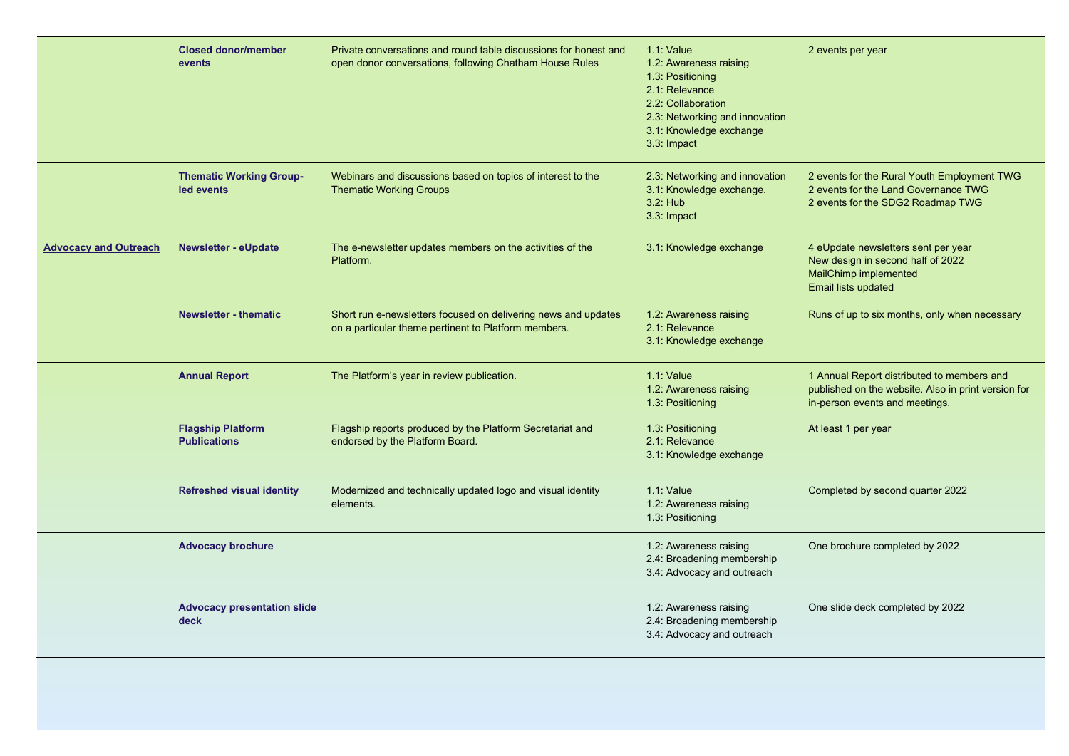| | | | | |
|---|---|---|---|---|
| | **Closed donor/member events** | Private conversations and round table discussions for honest and open donor conversations, following Chatham House Rules | 1.1: Value<br>1.2: Awareness raising<br>1.3: Positioning<br>2.1: Relevance<br>2.2: Collaboration<br>2.3: Networking and innovation<br>3.1: Knowledge exchange<br>3.3: Impact | 2 events per year |
| | **Thematic Working Group-led events** | Webinars and discussions based on topics of interest to the Thematic Working Groups | 2.3: Networking and innovation<br>3.1: Knowledge exchange.<br>3.2: Hub<br>3.3: Impact | 2 events for the Rural Youth Employment TWG<br>2 events for the Land Governance TWG<br>2 events for the SDG2 Roadmap TWG |
| **Advocacy and Outreach** | **Newsletter - eUpdate** | The e-newsletter updates members on the activities of the Platform. | 3.1: Knowledge exchange | 4 eUpdate newsletters sent per year<br>New design in second half of 2022<br>MailChimp implemented<br>Email lists updated |
| | **Newsletter - thematic** | Short run e-newsletters focused on delivering news and updates on a particular theme pertinent to Platform members. | 1.2: Awareness raising<br>2.1: Relevance<br>3.1: Knowledge exchange | Runs of up to six months, only when necessary |
| | **Annual Report** | The Platform's year in review publication. | 1.1: Value<br>1.2: Awareness raising<br>1.3: Positioning | 1 Annual Report distributed to members and published on the website. Also in print version for in-person events and meetings. |
| | **Flagship Platform Publications** | Flagship reports produced by the Platform Secretariat and endorsed by the Platform Board. | 1.3: Positioning<br>2.1: Relevance<br>3.1: Knowledge exchange | At least 1 per year |
| | **Refreshed visual identity** | Modernized and technically updated logo and visual identity elements. | 1.1: Value<br>1.2: Awareness raising<br>1.3: Positioning | Completed by second quarter 2022 |
| | **Advocacy brochure** | | 1.2: Awareness raising<br>2.4: Broadening membership<br>3.4: Advocacy and outreach | One brochure completed by 2022 |
| | **Advocacy presentation slide deck** | | 1.2: Awareness raising<br>2.4: Broadening membership<br>3.4: Advocacy and outreach | One slide deck completed by 2022 |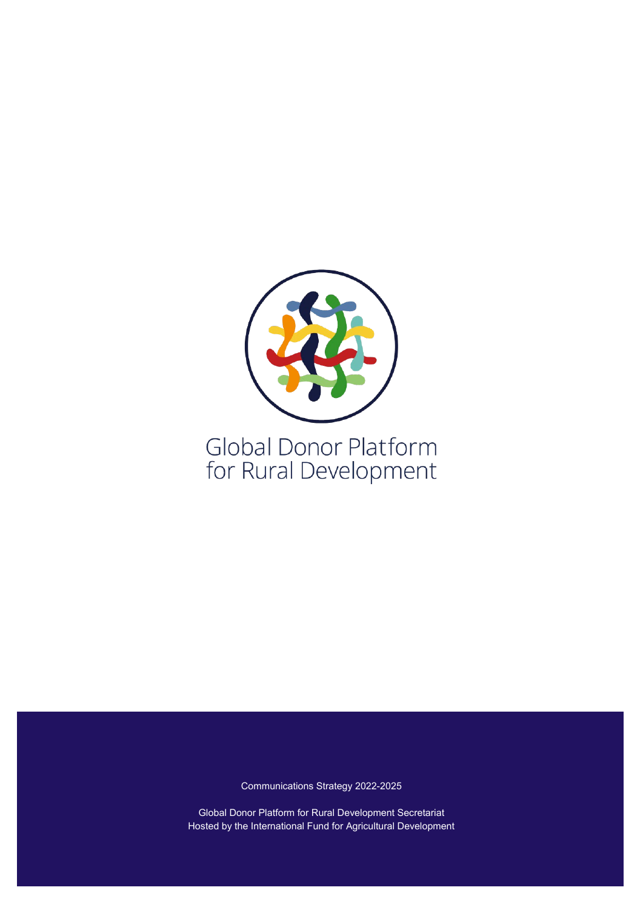Global Donor Platform
for Rural Development

Communications Strategy 2022-2025

Global Donor Platform for Rural Development Secretariat
Hosted by the International Fund for Agricultural Development